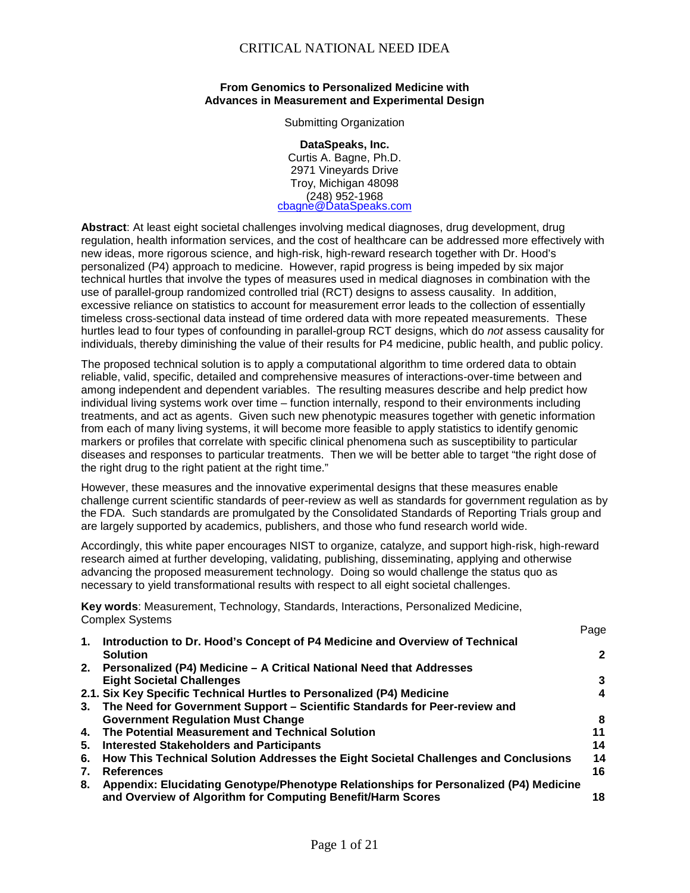# CRITICAL NATIONAL NEED IDEA

**From Genomics to Personalized Medicine with Advances in Measurement and Experimental Design**

Submitting Organization

**DataSpeaks, Inc.**
Curtis A. Bagne, Ph.D.
2971 Vineyards Drive
Troy, Michigan 48098
(248) 952-1968
cbagne@DataSpeaks.com

**Abstract**: At least eight societal challenges involving medical diagnoses, drug development, drug regulation, health information services, and the cost of healthcare can be addressed more effectively with new ideas, more rigorous science, and high-risk, high-reward research together with Dr. Hood's personalized (P4) approach to medicine. However, rapid progress is being impeded by six major technical hurtles that involve the types of measures used in medical diagnoses in combination with the use of parallel-group randomized controlled trial (RCT) designs to assess causality. In addition, excessive reliance on statistics to account for measurement error leads to the collection of essentially timeless cross-sectional data instead of time ordered data with more repeated measurements. These hurtles lead to four types of confounding in parallel-group RCT designs, which do *not* assess causality for individuals, thereby diminishing the value of their results for P4 medicine, public health, and public policy.

The proposed technical solution is to apply a computational algorithm to time ordered data to obtain reliable, valid, specific, detailed and comprehensive measures of interactions-over-time between and among independent and dependent variables. The resulting measures describe and help predict how individual living systems work over time – function internally, respond to their environments including treatments, and act as agents. Given such new phenotypic measures together with genetic information from each of many living systems, it will become more feasible to apply statistics to identify genomic markers or profiles that correlate with specific clinical phenomena such as susceptibility to particular diseases and responses to particular treatments. Then we will be better able to target "the right dose of the right drug to the right patient at the right time."

However, these measures and the innovative experimental designs that these measures enable challenge current scientific standards of peer-review as well as standards for government regulation as by the FDA. Such standards are promulgated by the Consolidated Standards of Reporting Trials group and are largely supported by academics, publishers, and those who fund research world wide.

Accordingly, this white paper encourages NIST to organize, catalyze, and support high-risk, high-reward research aimed at further developing, validating, publishing, disseminating, applying and otherwise advancing the proposed measurement technology. Doing so would challenge the status quo as necessary to yield transformational results with respect to all eight societal challenges.

**Key words**: Measurement, Technology, Standards, Interactions, Personalized Medicine, Complex Systems

| | | Page |
|---|---|---|
| **1.** | **Introduction to Dr. Hood's Concept of P4 Medicine and Overview of Technical Solution** | **2** |
| **2.** | **Personalized (P4) Medicine – A Critical National Need that Addresses Eight Societal Challenges** | **3** |
| **2.1.** | **Six Key Specific Technical Hurtles to Personalized (P4) Medicine** | **4** |
| **3.** | **The Need for Government Support – Scientific Standards for Peer-review and Government Regulation Must Change** | **8** |
| **4.** | **The Potential Measurement and Technical Solution** | **11** |
| **5.** | **Interested Stakeholders and Participants** | **14** |
| **6.** | **How This Technical Solution Addresses the Eight Societal Challenges and Conclusions** | **14** |
| **7.** | **References** | **16** |
| **8.** | **Appendix: Elucidating Genotype/Phenotype Relationships for Personalized (P4) Medicine and Overview of Algorithm for Computing Benefit/Harm Scores** | **18** |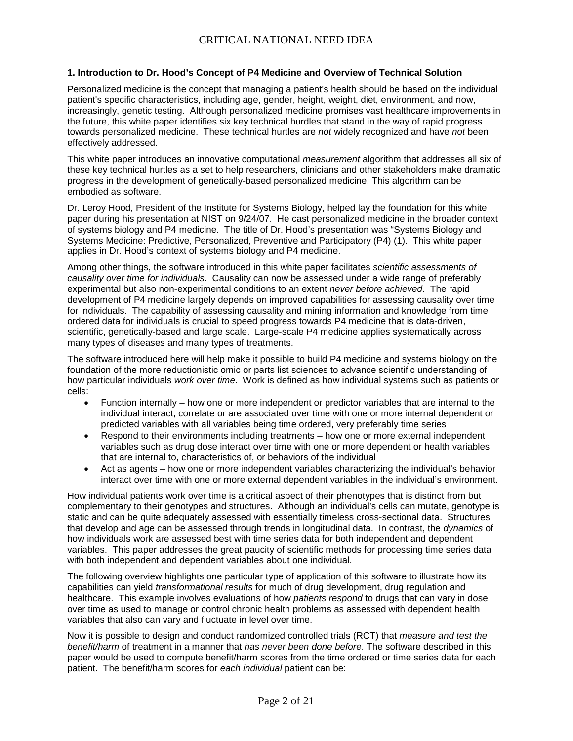**1. Introduction to Dr. Hood's Concept of P4 Medicine and Overview of Technical Solution**

Personalized medicine is the concept that managing a patient's health should be based on the individual patient's specific characteristics, including age, gender, height, weight, diet, environment, and now, increasingly, genetic testing. Although personalized medicine promises vast healthcare improvements in the future, this white paper identifies six key technical hurdles that stand in the way of rapid progress towards personalized medicine. These technical hurtles are *not* widely recognized and have *not* been effectively addressed.

This white paper introduces an innovative computational *measurement* algorithm that addresses all six of these key technical hurtles as a set to help researchers, clinicians and other stakeholders make dramatic progress in the development of genetically-based personalized medicine. This algorithm can be embodied as software.

Dr. Leroy Hood, President of the Institute for Systems Biology, helped lay the foundation for this white paper during his presentation at NIST on 9/24/07. He cast personalized medicine in the broader context of systems biology and P4 medicine. The title of Dr. Hood's presentation was "Systems Biology and Systems Medicine: Predictive, Personalized, Preventive and Participatory (P4) (1). This white paper applies in Dr. Hood's context of systems biology and P4 medicine.

Among other things, the software introduced in this white paper facilitates *scientific assessments of causality over time for individuals*. Causality can now be assessed under a wide range of preferably experimental but also non-experimental conditions to an extent *never before achieved*. The rapid development of P4 medicine largely depends on improved capabilities for assessing causality over time for individuals. The capability of assessing causality and mining information and knowledge from time ordered data for individuals is crucial to speed progress towards P4 medicine that is data-driven, scientific, genetically-based and large scale. Large-scale P4 medicine applies systematically across many types of diseases and many types of treatments.

The software introduced here will help make it possible to build P4 medicine and systems biology on the foundation of the more reductionistic omic or parts list sciences to advance scientific understanding of how particular individuals *work over time*. Work is defined as how individual systems such as patients or cells:

- Function internally – how one or more independent or predictor variables that are internal to the individual interact, correlate or are associated over time with one or more internal dependent or predicted variables with all variables being time ordered, very preferably time series
- Respond to their environments including treatments – how one or more external independent variables such as drug dose interact over time with one or more dependent or health variables that are internal to, characteristics of, or behaviors of the individual
- Act as agents – how one or more independent variables characterizing the individual's behavior interact over time with one or more external dependent variables in the individual's environment.

How individual patients work over time is a critical aspect of their phenotypes that is distinct from but complementary to their genotypes and structures. Although an individual's cells can mutate, genotype is static and can be quite adequately assessed with essentially timeless cross-sectional data. Structures that develop and age can be assessed through trends in longitudinal data. In contrast, the *dynamics* of how individuals work are assessed best with time series data for both independent and dependent variables. This paper addresses the great paucity of scientific methods for processing time series data with both independent and dependent variables about one individual.

The following overview highlights one particular type of application of this software to illustrate how its capabilities can yield *transformational results* for much of drug development, drug regulation and healthcare. This example involves evaluations of how *patients respond* to drugs that can vary in dose over time as used to manage or control chronic health problems as assessed with dependent health variables that also can vary and fluctuate in level over time.

Now it is possible to design and conduct randomized controlled trials (RCT) that *measure and test the benefit/harm* of treatment in a manner that *has never been done before*. The software described in this paper would be used to compute benefit/harm scores from the time ordered or time series data for each patient. The benefit/harm scores for *each individual* patient can be: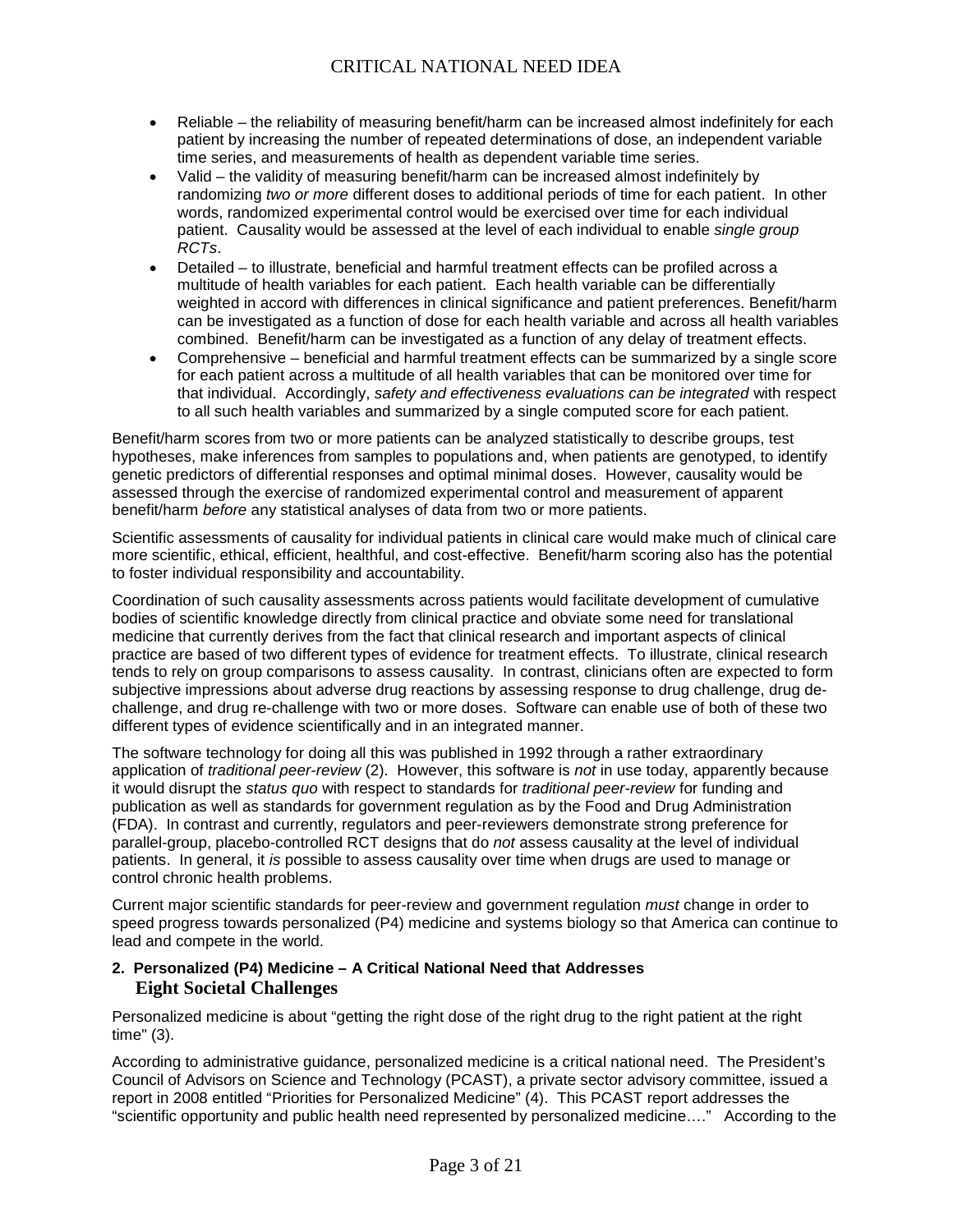- Reliable – the reliability of measuring benefit/harm can be increased almost indefinitely for each patient by increasing the number of repeated determinations of dose, an independent variable time series, and measurements of health as dependent variable time series.
- Valid – the validity of measuring benefit/harm can be increased almost indefinitely by randomizing *two or more* different doses to additional periods of time for each patient. In other words, randomized experimental control would be exercised over time for each individual patient. Causality would be assessed at the level of each individual to enable *single group RCTs*.
- Detailed – to illustrate, beneficial and harmful treatment effects can be profiled across a multitude of health variables for each patient. Each health variable can be differentially weighted in accord with differences in clinical significance and patient preferences. Benefit/harm can be investigated as a function of dose for each health variable and across all health variables combined. Benefit/harm can be investigated as a function of any delay of treatment effects.
- Comprehensive – beneficial and harmful treatment effects can be summarized by a single score for each patient across a multitude of all health variables that can be monitored over time for that individual. Accordingly, *safety and effectiveness evaluations can be integrated* with respect to all such health variables and summarized by a single computed score for each patient.

Benefit/harm scores from two or more patients can be analyzed statistically to describe groups, test hypotheses, make inferences from samples to populations and, when patients are genotyped, to identify genetic predictors of differential responses and optimal minimal doses. However, causality would be assessed through the exercise of randomized experimental control and measurement of apparent benefit/harm *before* any statistical analyses of data from two or more patients.

Scientific assessments of causality for individual patients in clinical care would make much of clinical care more scientific, ethical, efficient, healthful, and cost-effective. Benefit/harm scoring also has the potential to foster individual responsibility and accountability.

Coordination of such causality assessments across patients would facilitate development of cumulative bodies of scientific knowledge directly from clinical practice and obviate some need for translational medicine that currently derives from the fact that clinical research and important aspects of clinical practice are based of two different types of evidence for treatment effects. To illustrate, clinical research tends to rely on group comparisons to assess causality. In contrast, clinicians often are expected to form subjective impressions about adverse drug reactions by assessing response to drug challenge, drug de-challenge, and drug re-challenge with two or more doses. Software can enable use of both of these two different types of evidence scientifically and in an integrated manner.

The software technology for doing all this was published in 1992 through a rather extraordinary application of *traditional peer-review* (2). However, this software is *not* in use today, apparently because it would disrupt the *status quo* with respect to standards for *traditional peer-review* for funding and publication as well as standards for government regulation as by the Food and Drug Administration (FDA). In contrast and currently, regulators and peer-reviewers demonstrate strong preference for parallel-group, placebo-controlled RCT designs that do *not* assess causality at the level of individual patients. In general, it *is* possible to assess causality over time when drugs are used to manage or control chronic health problems.

Current major scientific standards for peer-review and government regulation *must* change in order to speed progress towards personalized (P4) medicine and systems biology so that America can continue to lead and compete in the world.

### 2. Personalized (P4) Medicine – A Critical National Need that Addresses Eight Societal Challenges

Personalized medicine is about "getting the right dose of the right drug to the right patient at the right time" (3).

According to administrative guidance, personalized medicine is a critical national need. The President's Council of Advisors on Science and Technology (PCAST), a private sector advisory committee, issued a report in 2008 entitled "Priorities for Personalized Medicine" (4). This PCAST report addresses the "scientific opportunity and public health need represented by personalized medicine…." According to the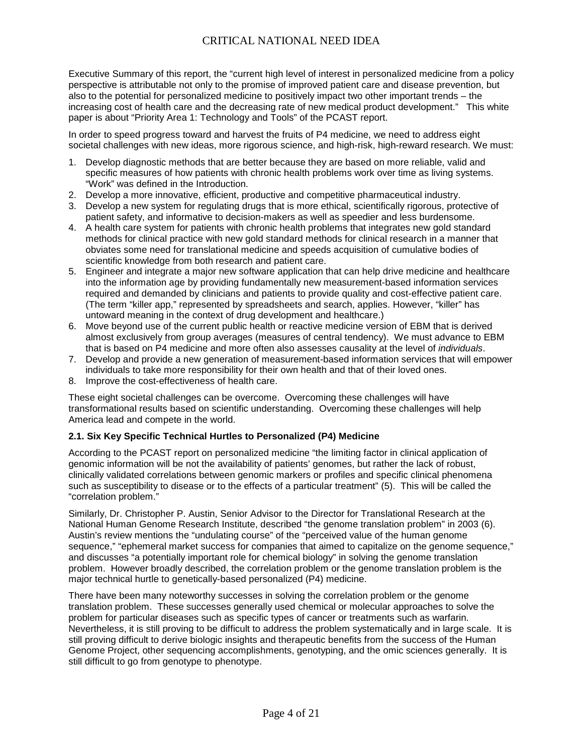Executive Summary of this report, the "current high level of interest in personalized medicine from a policy perspective is attributable not only to the promise of improved patient care and disease prevention, but also to the potential for personalized medicine to positively impact two other important trends – the increasing cost of health care and the decreasing rate of new medical product development." This white paper is about "Priority Area 1: Technology and Tools" of the PCAST report.

In order to speed progress toward and harvest the fruits of P4 medicine, we need to address eight societal challenges with new ideas, more rigorous science, and high-risk, high-reward research. We must:

1. Develop diagnostic methods that are better because they are based on more reliable, valid and specific measures of how patients with chronic health problems work over time as living systems. "Work" was defined in the Introduction.
2. Develop a more innovative, efficient, productive and competitive pharmaceutical industry.
3. Develop a new system for regulating drugs that is more ethical, scientifically rigorous, protective of patient safety, and informative to decision-makers as well as speedier and less burdensome.
4. A health care system for patients with chronic health problems that integrates new gold standard methods for clinical practice with new gold standard methods for clinical research in a manner that obviates some need for translational medicine and speeds acquisition of cumulative bodies of scientific knowledge from both research and patient care.
5. Engineer and integrate a major new software application that can help drive medicine and healthcare into the information age by providing fundamentally new measurement-based information services required and demanded by clinicians and patients to provide quality and cost-effective patient care. (The term "killer app," represented by spreadsheets and search, applies. However, "killer" has untoward meaning in the context of drug development and healthcare.)
6. Move beyond use of the current public health or reactive medicine version of EBM that is derived almost exclusively from group averages (measures of central tendency). We must advance to EBM that is based on P4 medicine and more often also assesses causality at the level of *individuals*.
7. Develop and provide a new generation of measurement-based information services that will empower individuals to take more responsibility for their own health and that of their loved ones.
8. Improve the cost-effectiveness of health care.

These eight societal challenges can be overcome. Overcoming these challenges will have transformational results based on scientific understanding. Overcoming these challenges will help America lead and compete in the world.

### 2.1. Six Key Specific Technical Hurtles to Personalized (P4) Medicine

According to the PCAST report on personalized medicine "the limiting factor in clinical application of genomic information will be not the availability of patients' genomes, but rather the lack of robust, clinically validated correlations between genomic markers or profiles and specific clinical phenomena such as susceptibility to disease or to the effects of a particular treatment" (5). This will be called the "correlation problem."

Similarly, Dr. Christopher P. Austin, Senior Advisor to the Director for Translational Research at the National Human Genome Research Institute, described "the genome translation problem" in 2003 (6). Austin's review mentions the "undulating course" of the "perceived value of the human genome sequence," "ephemeral market success for companies that aimed to capitalize on the genome sequence," and discusses "a potentially important role for chemical biology" in solving the genome translation problem. However broadly described, the correlation problem or the genome translation problem is the major technical hurtle to genetically-based personalized (P4) medicine.

There have been many noteworthy successes in solving the correlation problem or the genome translation problem. These successes generally used chemical or molecular approaches to solve the problem for particular diseases such as specific types of cancer or treatments such as warfarin. Nevertheless, it is still proving to be difficult to address the problem systematically and in large scale. It is still proving difficult to derive biologic insights and therapeutic benefits from the success of the Human Genome Project, other sequencing accomplishments, genotyping, and the omic sciences generally. It is still difficult to go from genotype to phenotype.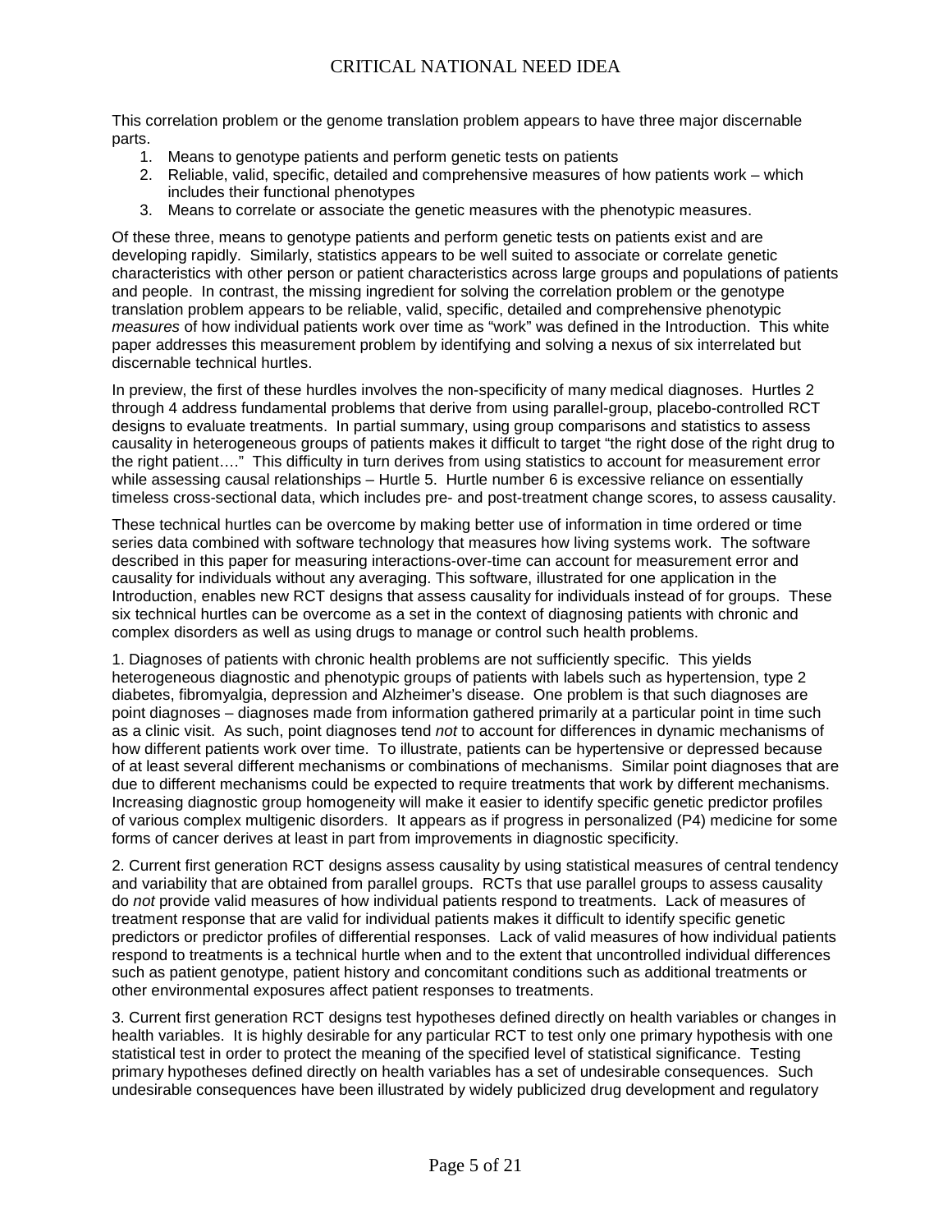This correlation problem or the genome translation problem appears to have three major discernable parts.

1. Means to genotype patients and perform genetic tests on patients
2. Reliable, valid, specific, detailed and comprehensive measures of how patients work – which includes their functional phenotypes
3. Means to correlate or associate the genetic measures with the phenotypic measures.

Of these three, means to genotype patients and perform genetic tests on patients exist and are developing rapidly. Similarly, statistics appears to be well suited to associate or correlate genetic characteristics with other person or patient characteristics across large groups and populations of patients and people. In contrast, the missing ingredient for solving the correlation problem or the genotype translation problem appears to be reliable, valid, specific, detailed and comprehensive phenotypic *measures* of how individual patients work over time as "work" was defined in the Introduction. This white paper addresses this measurement problem by identifying and solving a nexus of six interrelated but discernable technical hurtles.

In preview, the first of these hurdles involves the non-specificity of many medical diagnoses. Hurtles 2 through 4 address fundamental problems that derive from using parallel-group, placebo-controlled RCT designs to evaluate treatments. In partial summary, using group comparisons and statistics to assess causality in heterogeneous groups of patients makes it difficult to target "the right dose of the right drug to the right patient…." This difficulty in turn derives from using statistics to account for measurement error while assessing causal relationships – Hurtle 5. Hurtle number 6 is excessive reliance on essentially timeless cross-sectional data, which includes pre- and post-treatment change scores, to assess causality.

These technical hurtles can be overcome by making better use of information in time ordered or time series data combined with software technology that measures how living systems work. The software described in this paper for measuring interactions-over-time can account for measurement error and causality for individuals without any averaging. This software, illustrated for one application in the Introduction, enables new RCT designs that assess causality for individuals instead of for groups. These six technical hurtles can be overcome as a set in the context of diagnosing patients with chronic and complex disorders as well as using drugs to manage or control such health problems.

1. Diagnoses of patients with chronic health problems are not sufficiently specific. This yields heterogeneous diagnostic and phenotypic groups of patients with labels such as hypertension, type 2 diabetes, fibromyalgia, depression and Alzheimer's disease. One problem is that such diagnoses are point diagnoses – diagnoses made from information gathered primarily at a particular point in time such as a clinic visit. As such, point diagnoses tend *not* to account for differences in dynamic mechanisms of how different patients work over time. To illustrate, patients can be hypertensive or depressed because of at least several different mechanisms or combinations of mechanisms. Similar point diagnoses that are due to different mechanisms could be expected to require treatments that work by different mechanisms. Increasing diagnostic group homogeneity will make it easier to identify specific genetic predictor profiles of various complex multigenic disorders. It appears as if progress in personalized (P4) medicine for some forms of cancer derives at least in part from improvements in diagnostic specificity.

2. Current first generation RCT designs assess causality by using statistical measures of central tendency and variability that are obtained from parallel groups. RCTs that use parallel groups to assess causality do *not* provide valid measures of how individual patients respond to treatments. Lack of measures of treatment response that are valid for individual patients makes it difficult to identify specific genetic predictors or predictor profiles of differential responses. Lack of valid measures of how individual patients respond to treatments is a technical hurtle when and to the extent that uncontrolled individual differences such as patient genotype, patient history and concomitant conditions such as additional treatments or other environmental exposures affect patient responses to treatments.

3. Current first generation RCT designs test hypotheses defined directly on health variables or changes in health variables. It is highly desirable for any particular RCT to test only one primary hypothesis with one statistical test in order to protect the meaning of the specified level of statistical significance. Testing primary hypotheses defined directly on health variables has a set of undesirable consequences. Such undesirable consequences have been illustrated by widely publicized drug development and regulatory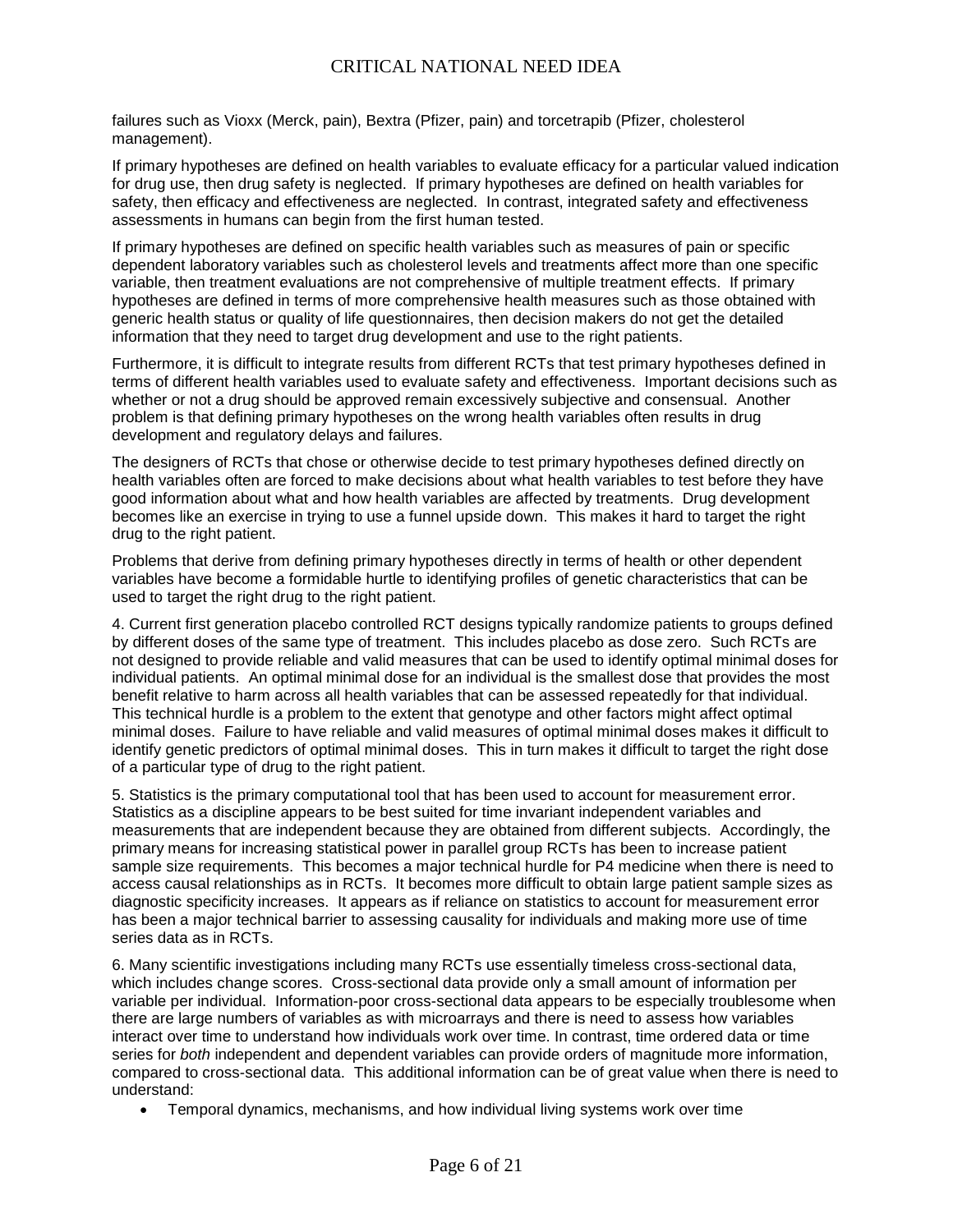failures such as Vioxx (Merck, pain), Bextra (Pfizer, pain) and torcetrapib (Pfizer, cholesterol management).

If primary hypotheses are defined on health variables to evaluate efficacy for a particular valued indication for drug use, then drug safety is neglected. If primary hypotheses are defined on health variables for safety, then efficacy and effectiveness are neglected. In contrast, integrated safety and effectiveness assessments in humans can begin from the first human tested.

If primary hypotheses are defined on specific health variables such as measures of pain or specific dependent laboratory variables such as cholesterol levels and treatments affect more than one specific variable, then treatment evaluations are not comprehensive of multiple treatment effects. If primary hypotheses are defined in terms of more comprehensive health measures such as those obtained with generic health status or quality of life questionnaires, then decision makers do not get the detailed information that they need to target drug development and use to the right patients.

Furthermore, it is difficult to integrate results from different RCTs that test primary hypotheses defined in terms of different health variables used to evaluate safety and effectiveness. Important decisions such as whether or not a drug should be approved remain excessively subjective and consensual. Another problem is that defining primary hypotheses on the wrong health variables often results in drug development and regulatory delays and failures.

The designers of RCTs that chose or otherwise decide to test primary hypotheses defined directly on health variables often are forced to make decisions about what health variables to test before they have good information about what and how health variables are affected by treatments. Drug development becomes like an exercise in trying to use a funnel upside down. This makes it hard to target the right drug to the right patient.

Problems that derive from defining primary hypotheses directly in terms of health or other dependent variables have become a formidable hurtle to identifying profiles of genetic characteristics that can be used to target the right drug to the right patient.

4. Current first generation placebo controlled RCT designs typically randomize patients to groups defined by different doses of the same type of treatment. This includes placebo as dose zero. Such RCTs are not designed to provide reliable and valid measures that can be used to identify optimal minimal doses for individual patients. An optimal minimal dose for an individual is the smallest dose that provides the most benefit relative to harm across all health variables that can be assessed repeatedly for that individual. This technical hurdle is a problem to the extent that genotype and other factors might affect optimal minimal doses. Failure to have reliable and valid measures of optimal minimal doses makes it difficult to identify genetic predictors of optimal minimal doses. This in turn makes it difficult to target the right dose of a particular type of drug to the right patient.

5. Statistics is the primary computational tool that has been used to account for measurement error. Statistics as a discipline appears to be best suited for time invariant independent variables and measurements that are independent because they are obtained from different subjects. Accordingly, the primary means for increasing statistical power in parallel group RCTs has been to increase patient sample size requirements. This becomes a major technical hurdle for P4 medicine when there is need to access causal relationships as in RCTs. It becomes more difficult to obtain large patient sample sizes as diagnostic specificity increases. It appears as if reliance on statistics to account for measurement error has been a major technical barrier to assessing causality for individuals and making more use of time series data as in RCTs.

6. Many scientific investigations including many RCTs use essentially timeless cross-sectional data, which includes change scores. Cross-sectional data provide only a small amount of information per variable per individual. Information-poor cross-sectional data appears to be especially troublesome when there are large numbers of variables as with microarrays and there is need to assess how variables interact over time to understand how individuals work over time. In contrast, time ordered data or time series for *both* independent and dependent variables can provide orders of magnitude more information, compared to cross-sectional data. This additional information can be of great value when there is need to understand:

- Temporal dynamics, mechanisms, and how individual living systems work over time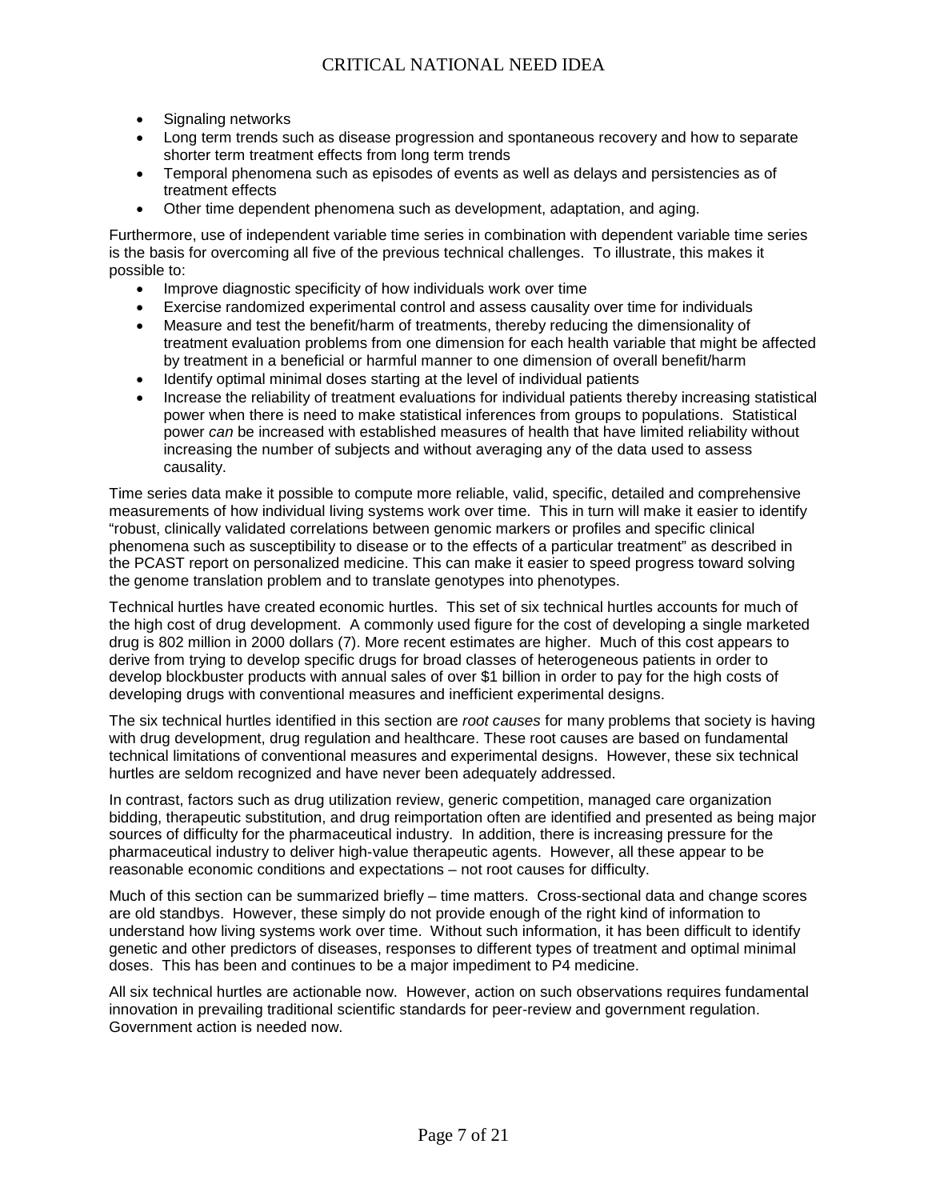- Signaling networks
- Long term trends such as disease progression and spontaneous recovery and how to separate shorter term treatment effects from long term trends
- Temporal phenomena such as episodes of events as well as delays and persistencies as of treatment effects
- Other time dependent phenomena such as development, adaptation, and aging.

Furthermore, use of independent variable time series in combination with dependent variable time series is the basis for overcoming all five of the previous technical challenges. To illustrate, this makes it possible to:

- Improve diagnostic specificity of how individuals work over time
- Exercise randomized experimental control and assess causality over time for individuals
- Measure and test the benefit/harm of treatments, thereby reducing the dimensionality of treatment evaluation problems from one dimension for each health variable that might be affected by treatment in a beneficial or harmful manner to one dimension of overall benefit/harm
- Identify optimal minimal doses starting at the level of individual patients
- Increase the reliability of treatment evaluations for individual patients thereby increasing statistical power when there is need to make statistical inferences from groups to populations. Statistical power *can* be increased with established measures of health that have limited reliability without increasing the number of subjects and without averaging any of the data used to assess causality.

Time series data make it possible to compute more reliable, valid, specific, detailed and comprehensive measurements of how individual living systems work over time. This in turn will make it easier to identify "robust, clinically validated correlations between genomic markers or profiles and specific clinical phenomena such as susceptibility to disease or to the effects of a particular treatment" as described in the PCAST report on personalized medicine. This can make it easier to speed progress toward solving the genome translation problem and to translate genotypes into phenotypes.

Technical hurtles have created economic hurtles. This set of six technical hurtles accounts for much of the high cost of drug development. A commonly used figure for the cost of developing a single marketed drug is 802 million in 2000 dollars (7). More recent estimates are higher. Much of this cost appears to derive from trying to develop specific drugs for broad classes of heterogeneous patients in order to develop blockbuster products with annual sales of over $1 billion in order to pay for the high costs of developing drugs with conventional measures and inefficient experimental designs.

The six technical hurtles identified in this section are *root causes* for many problems that society is having with drug development, drug regulation and healthcare. These root causes are based on fundamental technical limitations of conventional measures and experimental designs. However, these six technical hurtles are seldom recognized and have never been adequately addressed.

In contrast, factors such as drug utilization review, generic competition, managed care organization bidding, therapeutic substitution, and drug reimportation often are identified and presented as being major sources of difficulty for the pharmaceutical industry. In addition, there is increasing pressure for the pharmaceutical industry to deliver high-value therapeutic agents. However, all these appear to be reasonable economic conditions and expectations – not root causes for difficulty.

Much of this section can be summarized briefly – time matters. Cross-sectional data and change scores are old standbys. However, these simply do not provide enough of the right kind of information to understand how living systems work over time. Without such information, it has been difficult to identify genetic and other predictors of diseases, responses to different types of treatment and optimal minimal doses. This has been and continues to be a major impediment to P4 medicine.

All six technical hurtles are actionable now. However, action on such observations requires fundamental innovation in prevailing traditional scientific standards for peer-review and government regulation. Government action is needed now.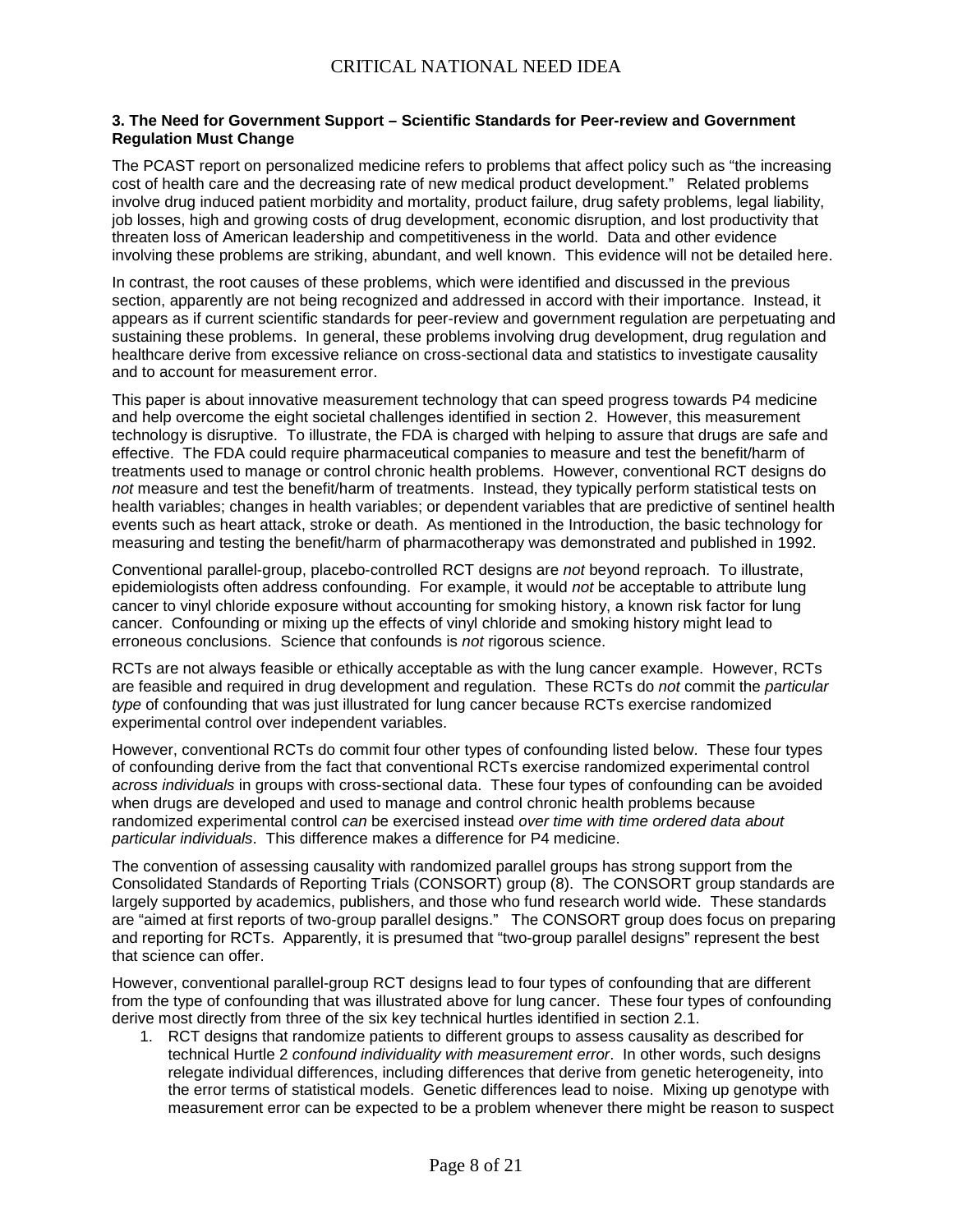**3. The Need for Government Support – Scientific Standards for Peer-review and Government Regulation Must Change**

The PCAST report on personalized medicine refers to problems that affect policy such as "the increasing cost of health care and the decreasing rate of new medical product development." Related problems involve drug induced patient morbidity and mortality, product failure, drug safety problems, legal liability, job losses, high and growing costs of drug development, economic disruption, and lost productivity that threaten loss of American leadership and competitiveness in the world. Data and other evidence involving these problems are striking, abundant, and well known. This evidence will not be detailed here.

In contrast, the root causes of these problems, which were identified and discussed in the previous section, apparently are not being recognized and addressed in accord with their importance. Instead, it appears as if current scientific standards for peer-review and government regulation are perpetuating and sustaining these problems. In general, these problems involving drug development, drug regulation and healthcare derive from excessive reliance on cross-sectional data and statistics to investigate causality and to account for measurement error.

This paper is about innovative measurement technology that can speed progress towards P4 medicine and help overcome the eight societal challenges identified in section 2. However, this measurement technology is disruptive. To illustrate, the FDA is charged with helping to assure that drugs are safe and effective. The FDA could require pharmaceutical companies to measure and test the benefit/harm of treatments used to manage or control chronic health problems. However, conventional RCT designs do *not* measure and test the benefit/harm of treatments. Instead, they typically perform statistical tests on health variables; changes in health variables; or dependent variables that are predictive of sentinel health events such as heart attack, stroke or death. As mentioned in the Introduction, the basic technology for measuring and testing the benefit/harm of pharmacotherapy was demonstrated and published in 1992.

Conventional parallel-group, placebo-controlled RCT designs are *not* beyond reproach. To illustrate, epidemiologists often address confounding. For example, it would *not* be acceptable to attribute lung cancer to vinyl chloride exposure without accounting for smoking history, a known risk factor for lung cancer. Confounding or mixing up the effects of vinyl chloride and smoking history might lead to erroneous conclusions. Science that confounds is *not* rigorous science.

RCTs are not always feasible or ethically acceptable as with the lung cancer example. However, RCTs are feasible and required in drug development and regulation. These RCTs do *not* commit the *particular type* of confounding that was just illustrated for lung cancer because RCTs exercise randomized experimental control over independent variables.

However, conventional RCTs do commit four other types of confounding listed below. These four types of confounding derive from the fact that conventional RCTs exercise randomized experimental control *across individuals* in groups with cross-sectional data. These four types of confounding can be avoided when drugs are developed and used to manage and control chronic health problems because randomized experimental control *can* be exercised instead *over time with time ordered data about particular individuals*. This difference makes a difference for P4 medicine.

The convention of assessing causality with randomized parallel groups has strong support from the Consolidated Standards of Reporting Trials (CONSORT) group (8). The CONSORT group standards are largely supported by academics, publishers, and those who fund research world wide. These standards are "aimed at first reports of two-group parallel designs." The CONSORT group does focus on preparing and reporting for RCTs. Apparently, it is presumed that "two-group parallel designs" represent the best that science can offer.

However, conventional parallel-group RCT designs lead to four types of confounding that are different from the type of confounding that was illustrated above for lung cancer. These four types of confounding derive most directly from three of the six key technical hurtles identified in section 2.1.

1. RCT designs that randomize patients to different groups to assess causality as described for technical Hurtle 2 *confound individuality with measurement error*. In other words, such designs relegate individual differences, including differences that derive from genetic heterogeneity, into the error terms of statistical models. Genetic differences lead to noise. Mixing up genotype with measurement error can be expected to be a problem whenever there might be reason to suspect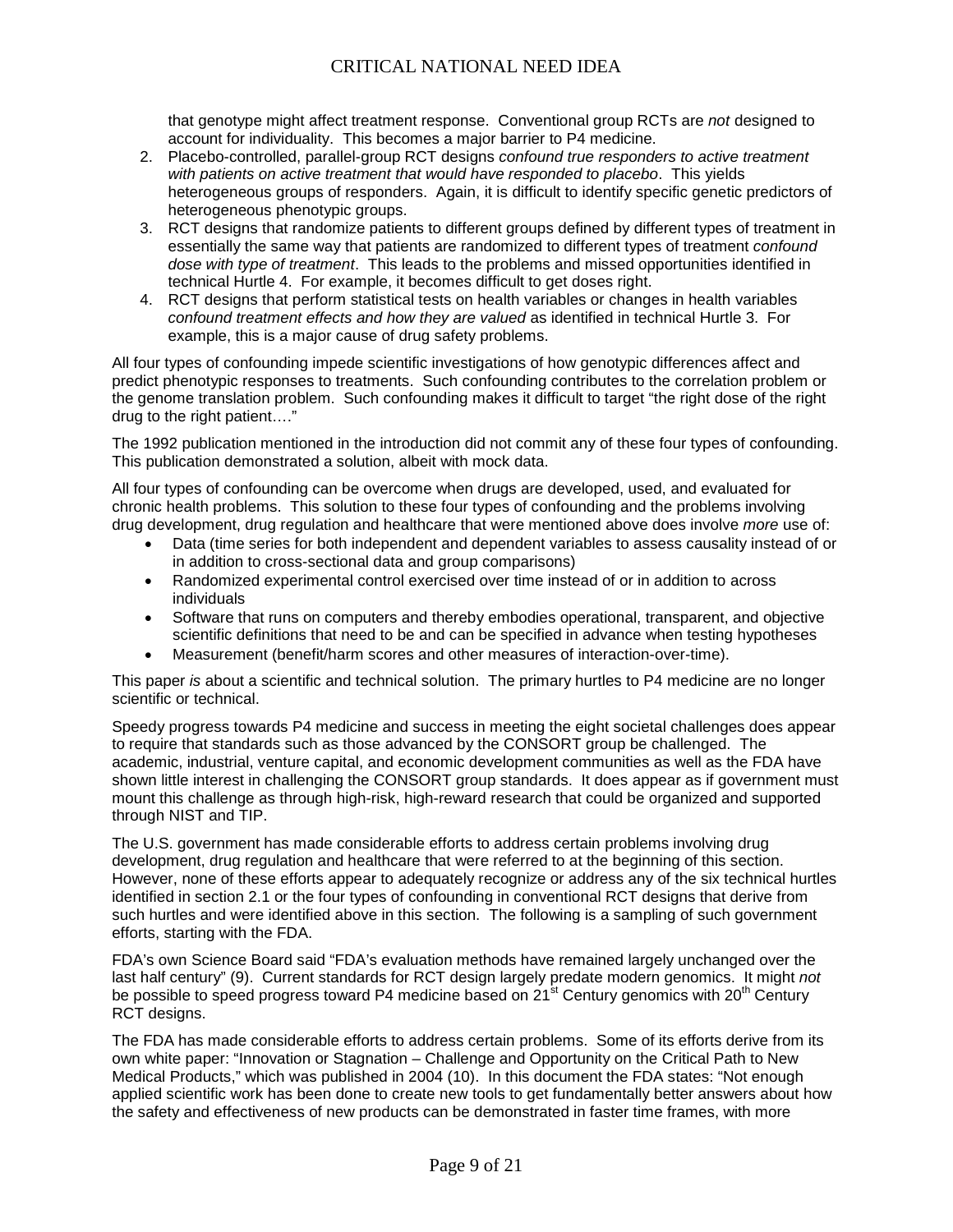that genotype might affect treatment response. Conventional group RCTs are *not* designed to account for individuality. This becomes a major barrier to P4 medicine.

2. Placebo-controlled, parallel-group RCT designs *confound true responders to active treatment with patients on active treatment that would have responded to placebo*. This yields heterogeneous groups of responders. Again, it is difficult to identify specific genetic predictors of heterogeneous phenotypic groups.
3. RCT designs that randomize patients to different groups defined by different types of treatment in essentially the same way that patients are randomized to different types of treatment *confound dose with type of treatment*. This leads to the problems and missed opportunities identified in technical Hurtle 4. For example, it becomes difficult to get doses right.
4. RCT designs that perform statistical tests on health variables or changes in health variables *confound treatment effects and how they are valued* as identified in technical Hurtle 3. For example, this is a major cause of drug safety problems.

All four types of confounding impede scientific investigations of how genotypic differences affect and predict phenotypic responses to treatments. Such confounding contributes to the correlation problem or the genome translation problem. Such confounding makes it difficult to target "the right dose of the right drug to the right patient…."

The 1992 publication mentioned in the introduction did not commit any of these four types of confounding. This publication demonstrated a solution, albeit with mock data.

All four types of confounding can be overcome when drugs are developed, used, and evaluated for chronic health problems. This solution to these four types of confounding and the problems involving drug development, drug regulation and healthcare that were mentioned above does involve *more* use of:

- Data (time series for both independent and dependent variables to assess causality instead of or in addition to cross-sectional data and group comparisons)
- Randomized experimental control exercised over time instead of or in addition to across individuals
- Software that runs on computers and thereby embodies operational, transparent, and objective scientific definitions that need to be and can be specified in advance when testing hypotheses
- Measurement (benefit/harm scores and other measures of interaction-over-time).

This paper *is* about a scientific and technical solution. The primary hurtles to P4 medicine are no longer scientific or technical.

Speedy progress towards P4 medicine and success in meeting the eight societal challenges does appear to require that standards such as those advanced by the CONSORT group be challenged. The academic, industrial, venture capital, and economic development communities as well as the FDA have shown little interest in challenging the CONSORT group standards. It does appear as if government must mount this challenge as through high-risk, high-reward research that could be organized and supported through NIST and TIP.

The U.S. government has made considerable efforts to address certain problems involving drug development, drug regulation and healthcare that were referred to at the beginning of this section. However, none of these efforts appear to adequately recognize or address any of the six technical hurtles identified in section 2.1 or the four types of confounding in conventional RCT designs that derive from such hurtles and were identified above in this section. The following is a sampling of such government efforts, starting with the FDA.

FDA's own Science Board said "FDA's evaluation methods have remained largely unchanged over the last half century" (9). Current standards for RCT design largely predate modern genomics. It might *not* be possible to speed progress toward P4 medicine based on 21st Century genomics with 20th Century RCT designs.

The FDA has made considerable efforts to address certain problems. Some of its efforts derive from its own white paper: "Innovation or Stagnation – Challenge and Opportunity on the Critical Path to New Medical Products," which was published in 2004 (10). In this document the FDA states: "Not enough applied scientific work has been done to create new tools to get fundamentally better answers about how the safety and effectiveness of new products can be demonstrated in faster time frames, with more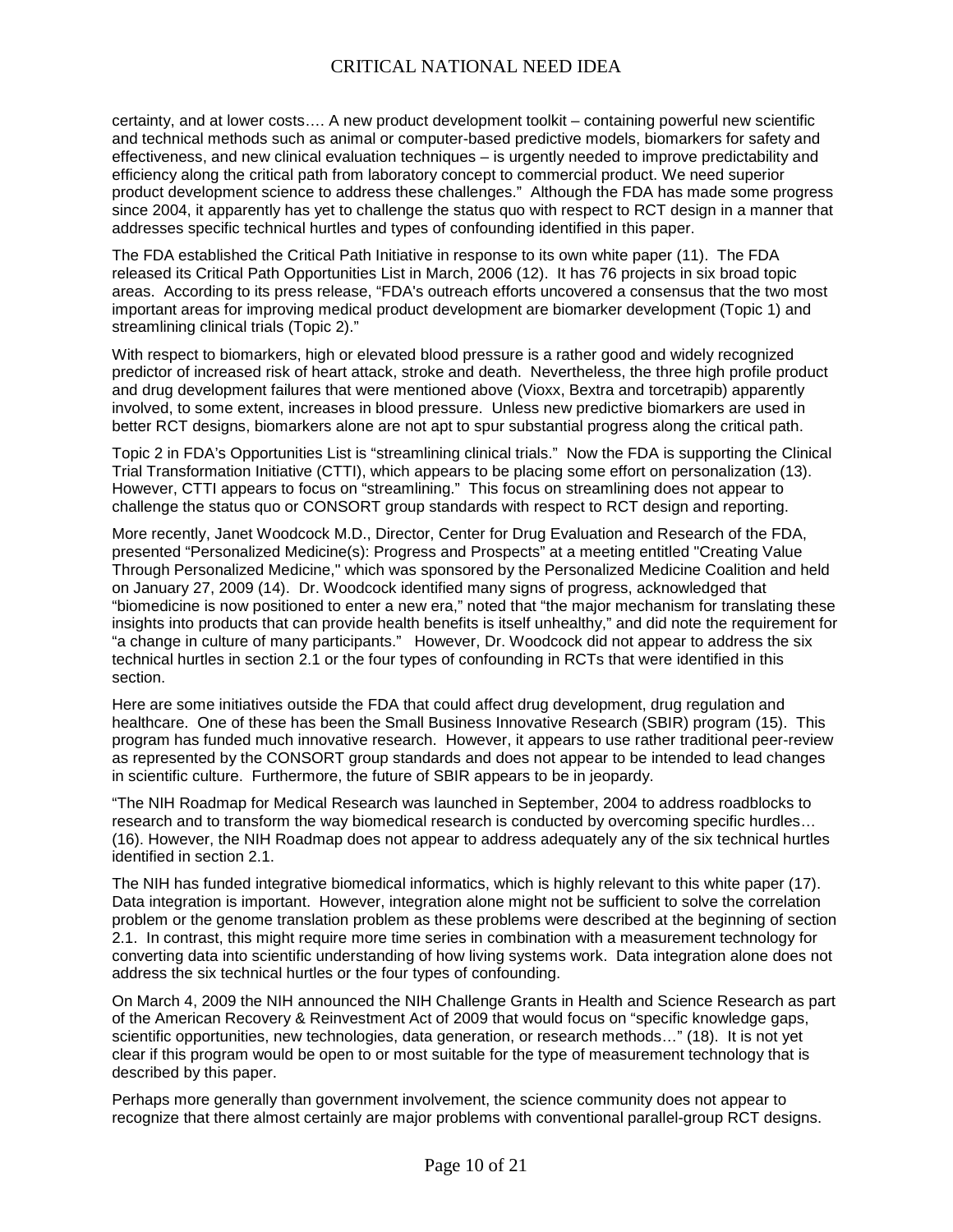certainty, and at lower costs…. A new product development toolkit – containing powerful new scientific and technical methods such as animal or computer-based predictive models, biomarkers for safety and effectiveness, and new clinical evaluation techniques – is urgently needed to improve predictability and efficiency along the critical path from laboratory concept to commercial product. We need superior product development science to address these challenges." Although the FDA has made some progress since 2004, it apparently has yet to challenge the status quo with respect to RCT design in a manner that addresses specific technical hurtles and types of confounding identified in this paper.

The FDA established the Critical Path Initiative in response to its own white paper (11). The FDA released its Critical Path Opportunities List in March, 2006 (12). It has 76 projects in six broad topic areas. According to its press release, "FDA's outreach efforts uncovered a consensus that the two most important areas for improving medical product development are biomarker development (Topic 1) and streamlining clinical trials (Topic 2)."

With respect to biomarkers, high or elevated blood pressure is a rather good and widely recognized predictor of increased risk of heart attack, stroke and death. Nevertheless, the three high profile product and drug development failures that were mentioned above (Vioxx, Bextra and torcetrapib) apparently involved, to some extent, increases in blood pressure. Unless new predictive biomarkers are used in better RCT designs, biomarkers alone are not apt to spur substantial progress along the critical path.

Topic 2 in FDA's Opportunities List is "streamlining clinical trials." Now the FDA is supporting the Clinical Trial Transformation Initiative (CTTI), which appears to be placing some effort on personalization (13). However, CTTI appears to focus on "streamlining." This focus on streamlining does not appear to challenge the status quo or CONSORT group standards with respect to RCT design and reporting.

More recently, Janet Woodcock M.D., Director, Center for Drug Evaluation and Research of the FDA, presented "Personalized Medicine(s): Progress and Prospects" at a meeting entitled "Creating Value Through Personalized Medicine," which was sponsored by the Personalized Medicine Coalition and held on January 27, 2009 (14). Dr. Woodcock identified many signs of progress, acknowledged that "biomedicine is now positioned to enter a new era," noted that "the major mechanism for translating these insights into products that can provide health benefits is itself unhealthy," and did note the requirement for "a change in culture of many participants." However, Dr. Woodcock did not appear to address the six technical hurtles in section 2.1 or the four types of confounding in RCTs that were identified in this section.

Here are some initiatives outside the FDA that could affect drug development, drug regulation and healthcare. One of these has been the Small Business Innovative Research (SBIR) program (15). This program has funded much innovative research. However, it appears to use rather traditional peer-review as represented by the CONSORT group standards and does not appear to be intended to lead changes in scientific culture. Furthermore, the future of SBIR appears to be in jeopardy.

"The NIH Roadmap for Medical Research was launched in September, 2004 to address roadblocks to research and to transform the way biomedical research is conducted by overcoming specific hurdles… (16). However, the NIH Roadmap does not appear to address adequately any of the six technical hurtles identified in section 2.1.

The NIH has funded integrative biomedical informatics, which is highly relevant to this white paper (17). Data integration is important. However, integration alone might not be sufficient to solve the correlation problem or the genome translation problem as these problems were described at the beginning of section 2.1. In contrast, this might require more time series in combination with a measurement technology for converting data into scientific understanding of how living systems work. Data integration alone does not address the six technical hurtles or the four types of confounding.

On March 4, 2009 the NIH announced the NIH Challenge Grants in Health and Science Research as part of the American Recovery & Reinvestment Act of 2009 that would focus on "specific knowledge gaps, scientific opportunities, new technologies, data generation, or research methods…" (18). It is not yet clear if this program would be open to or most suitable for the type of measurement technology that is described by this paper.

Perhaps more generally than government involvement, the science community does not appear to recognize that there almost certainly are major problems with conventional parallel-group RCT designs.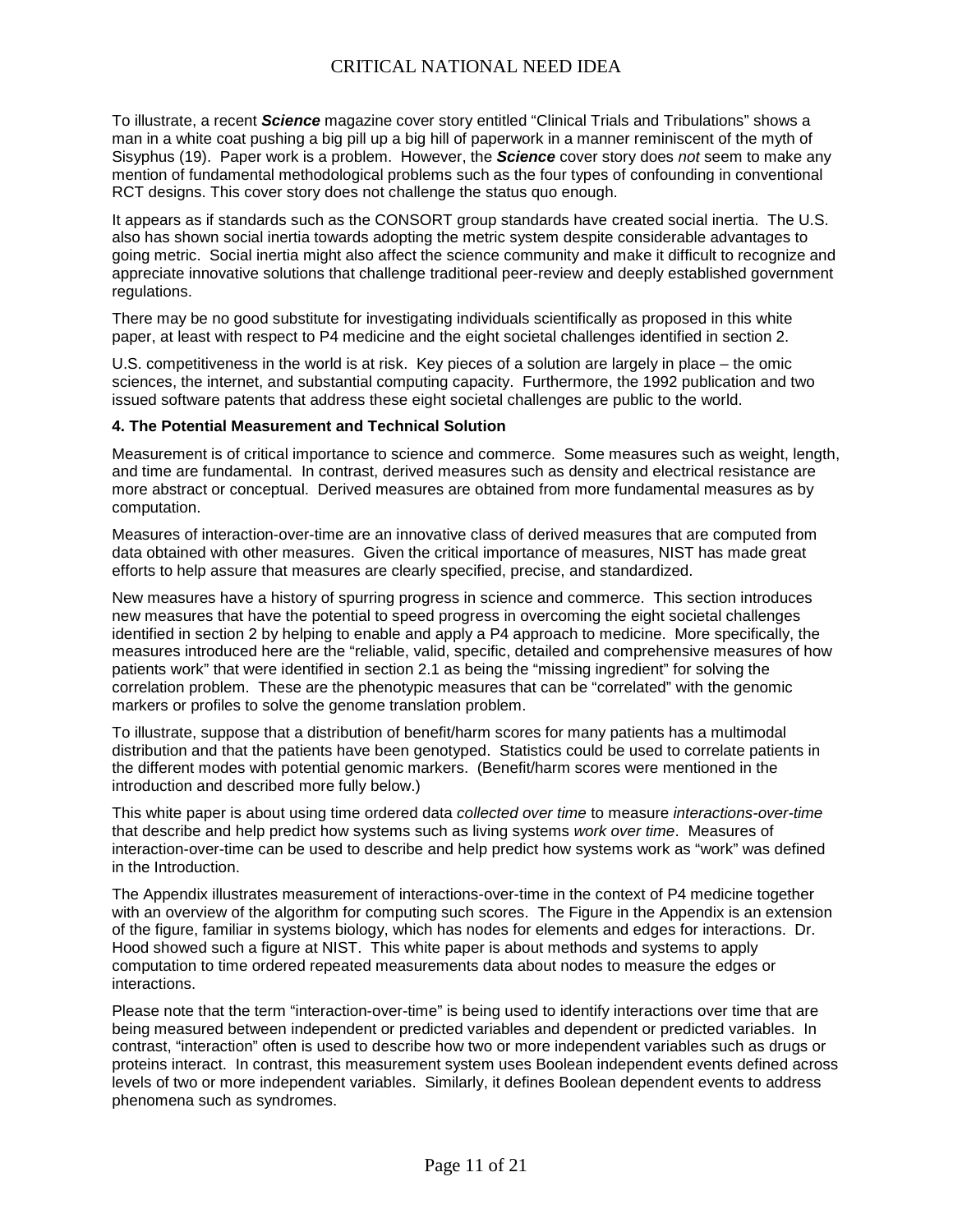To illustrate, a recent ***Science*** magazine cover story entitled "Clinical Trials and Tribulations" shows a man in a white coat pushing a big pill up a big hill of paperwork in a manner reminiscent of the myth of Sisyphus (19). Paper work is a problem. However, the ***Science*** cover story does *not* seem to make any mention of fundamental methodological problems such as the four types of confounding in conventional RCT designs. This cover story does not challenge the status quo enough.

It appears as if standards such as the CONSORT group standards have created social inertia. The U.S. also has shown social inertia towards adopting the metric system despite considerable advantages to going metric. Social inertia might also affect the science community and make it difficult to recognize and appreciate innovative solutions that challenge traditional peer-review and deeply established government regulations.

There may be no good substitute for investigating individuals scientifically as proposed in this white paper, at least with respect to P4 medicine and the eight societal challenges identified in section 2.

U.S. competitiveness in the world is at risk. Key pieces of a solution are largely in place – the omic sciences, the internet, and substantial computing capacity. Furthermore, the 1992 publication and two issued software patents that address these eight societal challenges are public to the world.

**4. The Potential Measurement and Technical Solution**

Measurement is of critical importance to science and commerce. Some measures such as weight, length, and time are fundamental. In contrast, derived measures such as density and electrical resistance are more abstract or conceptual. Derived measures are obtained from more fundamental measures as by computation.

Measures of interaction-over-time are an innovative class of derived measures that are computed from data obtained with other measures. Given the critical importance of measures, NIST has made great efforts to help assure that measures are clearly specified, precise, and standardized.

New measures have a history of spurring progress in science and commerce. This section introduces new measures that have the potential to speed progress in overcoming the eight societal challenges identified in section 2 by helping to enable and apply a P4 approach to medicine. More specifically, the measures introduced here are the "reliable, valid, specific, detailed and comprehensive measures of how patients work" that were identified in section 2.1 as being the "missing ingredient" for solving the correlation problem. These are the phenotypic measures that can be "correlated" with the genomic markers or profiles to solve the genome translation problem.

To illustrate, suppose that a distribution of benefit/harm scores for many patients has a multimodal distribution and that the patients have been genotyped. Statistics could be used to correlate patients in the different modes with potential genomic markers. (Benefit/harm scores were mentioned in the introduction and described more fully below.)

This white paper is about using time ordered data *collected over time* to measure *interactions-over-time* that describe and help predict how systems such as living systems *work over time*. Measures of interaction-over-time can be used to describe and help predict how systems work as "work" was defined in the Introduction.

The Appendix illustrates measurement of interactions-over-time in the context of P4 medicine together with an overview of the algorithm for computing such scores. The Figure in the Appendix is an extension of the figure, familiar in systems biology, which has nodes for elements and edges for interactions. Dr. Hood showed such a figure at NIST. This white paper is about methods and systems to apply computation to time ordered repeated measurements data about nodes to measure the edges or interactions.

Please note that the term "interaction-over-time" is being used to identify interactions over time that are being measured between independent or predicted variables and dependent or predicted variables. In contrast, "interaction" often is used to describe how two or more independent variables such as drugs or proteins interact. In contrast, this measurement system uses Boolean independent events defined across levels of two or more independent variables. Similarly, it defines Boolean dependent events to address phenomena such as syndromes.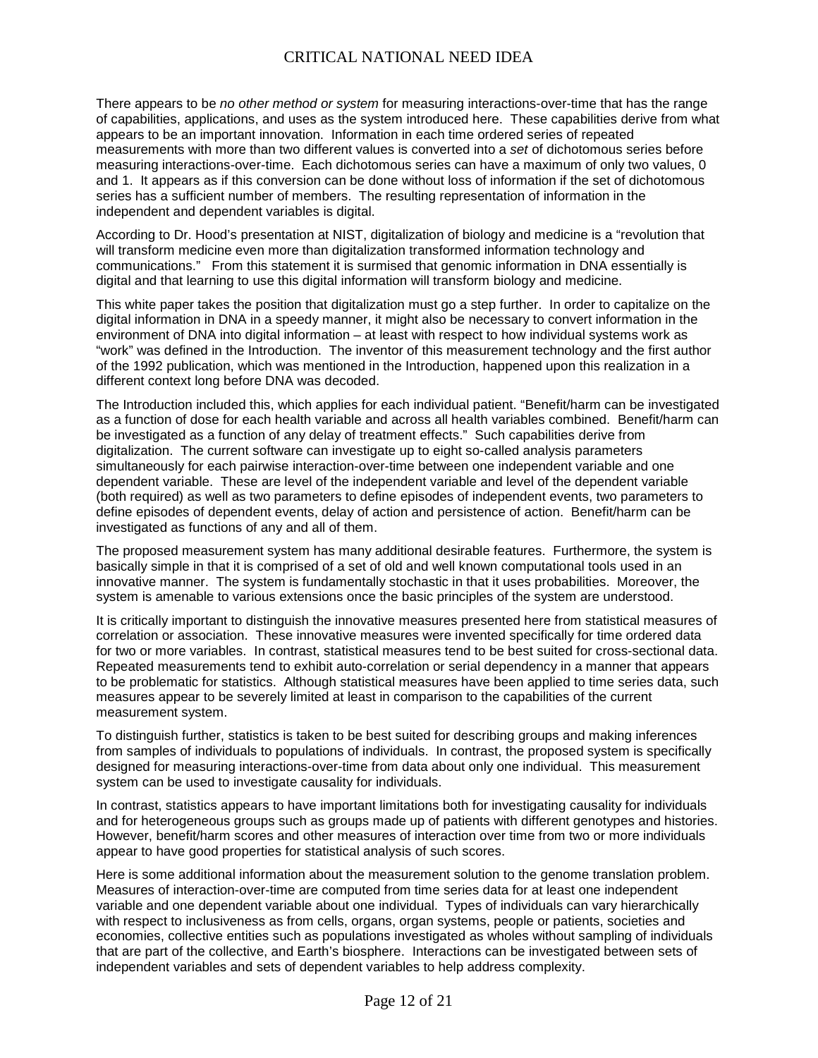There appears to be *no other method or system* for measuring interactions-over-time that has the range of capabilities, applications, and uses as the system introduced here. These capabilities derive from what appears to be an important innovation. Information in each time ordered series of repeated measurements with more than two different values is converted into a *set* of dichotomous series before measuring interactions-over-time. Each dichotomous series can have a maximum of only two values, 0 and 1. It appears as if this conversion can be done without loss of information if the set of dichotomous series has a sufficient number of members. The resulting representation of information in the independent and dependent variables is digital.

According to Dr. Hood's presentation at NIST, digitalization of biology and medicine is a "revolution that will transform medicine even more than digitalization transformed information technology and communications." From this statement it is surmised that genomic information in DNA essentially is digital and that learning to use this digital information will transform biology and medicine.

This white paper takes the position that digitalization must go a step further. In order to capitalize on the digital information in DNA in a speedy manner, it might also be necessary to convert information in the environment of DNA into digital information – at least with respect to how individual systems work as "work" was defined in the Introduction. The inventor of this measurement technology and the first author of the 1992 publication, which was mentioned in the Introduction, happened upon this realization in a different context long before DNA was decoded.

The Introduction included this, which applies for each individual patient. "Benefit/harm can be investigated as a function of dose for each health variable and across all health variables combined. Benefit/harm can be investigated as a function of any delay of treatment effects." Such capabilities derive from digitalization. The current software can investigate up to eight so-called analysis parameters simultaneously for each pairwise interaction-over-time between one independent variable and one dependent variable. These are level of the independent variable and level of the dependent variable (both required) as well as two parameters to define episodes of independent events, two parameters to define episodes of dependent events, delay of action and persistence of action. Benefit/harm can be investigated as functions of any and all of them.

The proposed measurement system has many additional desirable features. Furthermore, the system is basically simple in that it is comprised of a set of old and well known computational tools used in an innovative manner. The system is fundamentally stochastic in that it uses probabilities. Moreover, the system is amenable to various extensions once the basic principles of the system are understood.

It is critically important to distinguish the innovative measures presented here from statistical measures of correlation or association. These innovative measures were invented specifically for time ordered data for two or more variables. In contrast, statistical measures tend to be best suited for cross-sectional data. Repeated measurements tend to exhibit auto-correlation or serial dependency in a manner that appears to be problematic for statistics. Although statistical measures have been applied to time series data, such measures appear to be severely limited at least in comparison to the capabilities of the current measurement system.

To distinguish further, statistics is taken to be best suited for describing groups and making inferences from samples of individuals to populations of individuals. In contrast, the proposed system is specifically designed for measuring interactions-over-time from data about only one individual. This measurement system can be used to investigate causality for individuals.

In contrast, statistics appears to have important limitations both for investigating causality for individuals and for heterogeneous groups such as groups made up of patients with different genotypes and histories. However, benefit/harm scores and other measures of interaction over time from two or more individuals appear to have good properties for statistical analysis of such scores.

Here is some additional information about the measurement solution to the genome translation problem. Measures of interaction-over-time are computed from time series data for at least one independent variable and one dependent variable about one individual. Types of individuals can vary hierarchically with respect to inclusiveness as from cells, organs, organ systems, people or patients, societies and economies, collective entities such as populations investigated as wholes without sampling of individuals that are part of the collective, and Earth's biosphere. Interactions can be investigated between sets of independent variables and sets of dependent variables to help address complexity.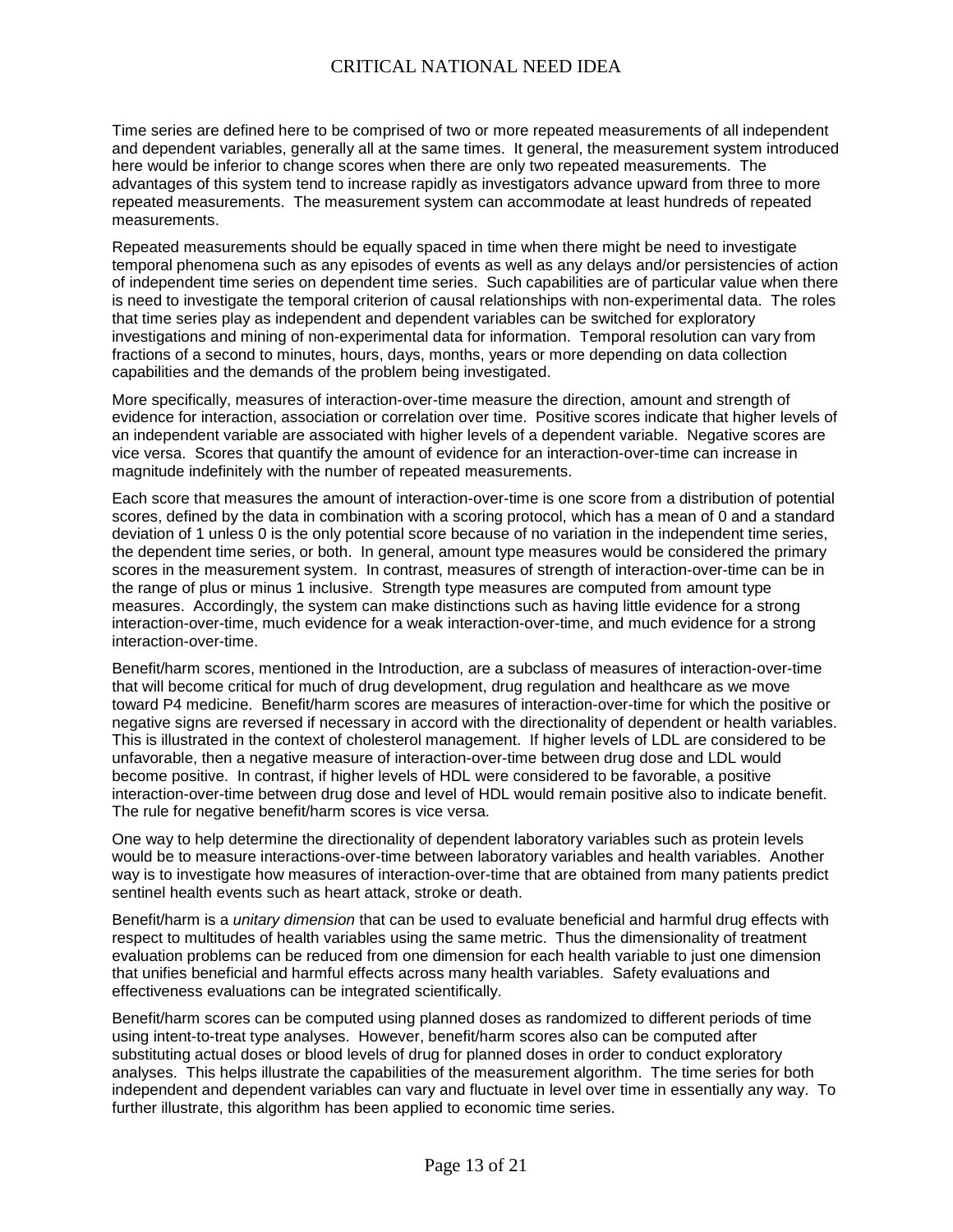Time series are defined here to be comprised of two or more repeated measurements of all independent and dependent variables, generally all at the same times. It general, the measurement system introduced here would be inferior to change scores when there are only two repeated measurements. The advantages of this system tend to increase rapidly as investigators advance upward from three to more repeated measurements. The measurement system can accommodate at least hundreds of repeated measurements.

Repeated measurements should be equally spaced in time when there might be need to investigate temporal phenomena such as any episodes of events as well as any delays and/or persistencies of action of independent time series on dependent time series. Such capabilities are of particular value when there is need to investigate the temporal criterion of causal relationships with non-experimental data. The roles that time series play as independent and dependent variables can be switched for exploratory investigations and mining of non-experimental data for information. Temporal resolution can vary from fractions of a second to minutes, hours, days, months, years or more depending on data collection capabilities and the demands of the problem being investigated.

More specifically, measures of interaction-over-time measure the direction, amount and strength of evidence for interaction, association or correlation over time. Positive scores indicate that higher levels of an independent variable are associated with higher levels of a dependent variable. Negative scores are vice versa. Scores that quantify the amount of evidence for an interaction-over-time can increase in magnitude indefinitely with the number of repeated measurements.

Each score that measures the amount of interaction-over-time is one score from a distribution of potential scores, defined by the data in combination with a scoring protocol, which has a mean of 0 and a standard deviation of 1 unless 0 is the only potential score because of no variation in the independent time series, the dependent time series, or both. In general, amount type measures would be considered the primary scores in the measurement system. In contrast, measures of strength of interaction-over-time can be in the range of plus or minus 1 inclusive. Strength type measures are computed from amount type measures. Accordingly, the system can make distinctions such as having little evidence for a strong interaction-over-time, much evidence for a weak interaction-over-time, and much evidence for a strong interaction-over-time.

Benefit/harm scores, mentioned in the Introduction, are a subclass of measures of interaction-over-time that will become critical for much of drug development, drug regulation and healthcare as we move toward P4 medicine. Benefit/harm scores are measures of interaction-over-time for which the positive or negative signs are reversed if necessary in accord with the directionality of dependent or health variables. This is illustrated in the context of cholesterol management. If higher levels of LDL are considered to be unfavorable, then a negative measure of interaction-over-time between drug dose and LDL would become positive. In contrast, if higher levels of HDL were considered to be favorable, a positive interaction-over-time between drug dose and level of HDL would remain positive also to indicate benefit. The rule for negative benefit/harm scores is vice versa.

One way to help determine the directionality of dependent laboratory variables such as protein levels would be to measure interactions-over-time between laboratory variables and health variables. Another way is to investigate how measures of interaction-over-time that are obtained from many patients predict sentinel health events such as heart attack, stroke or death.

Benefit/harm is a *unitary dimension* that can be used to evaluate beneficial and harmful drug effects with respect to multitudes of health variables using the same metric. Thus the dimensionality of treatment evaluation problems can be reduced from one dimension for each health variable to just one dimension that unifies beneficial and harmful effects across many health variables. Safety evaluations and effectiveness evaluations can be integrated scientifically.

Benefit/harm scores can be computed using planned doses as randomized to different periods of time using intent-to-treat type analyses. However, benefit/harm scores also can be computed after substituting actual doses or blood levels of drug for planned doses in order to conduct exploratory analyses. This helps illustrate the capabilities of the measurement algorithm. The time series for both independent and dependent variables can vary and fluctuate in level over time in essentially any way. To further illustrate, this algorithm has been applied to economic time series.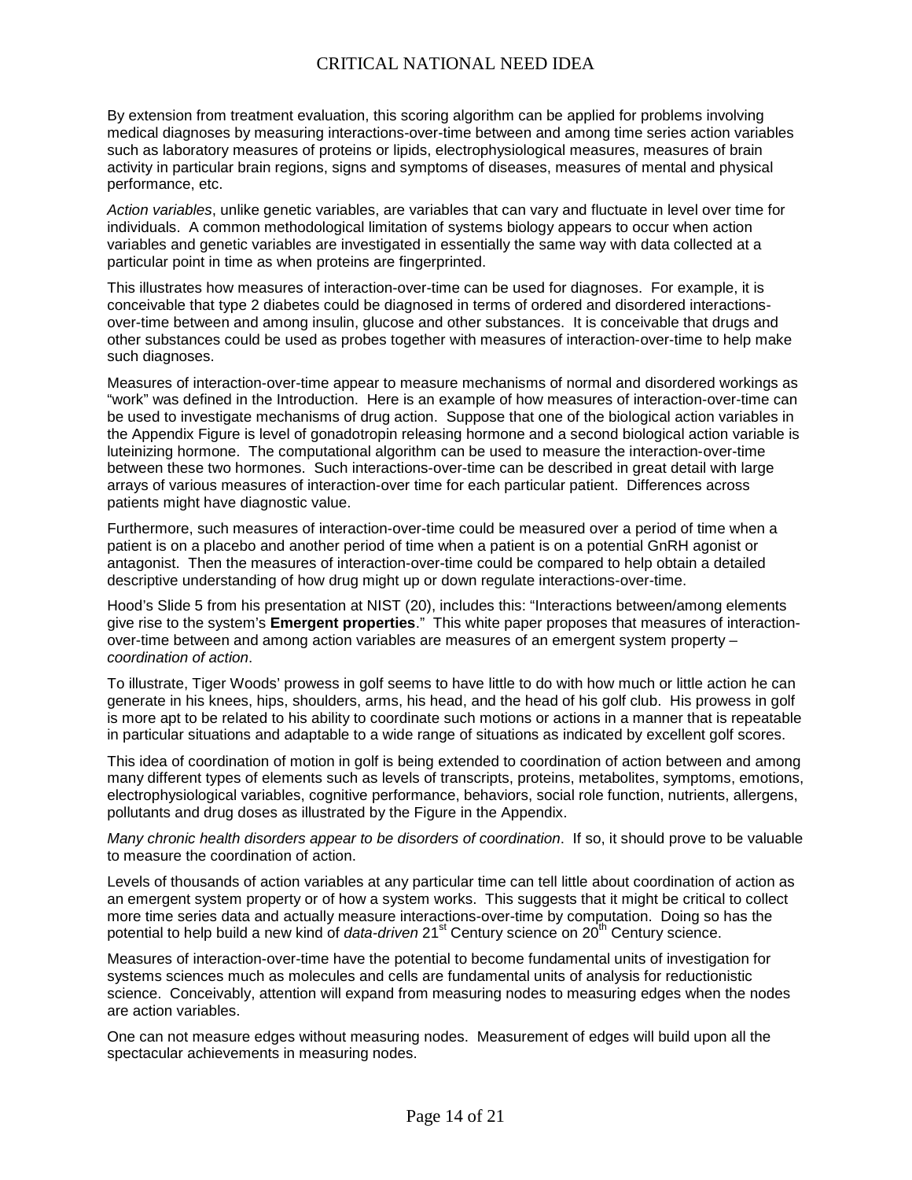By extension from treatment evaluation, this scoring algorithm can be applied for problems involving medical diagnoses by measuring interactions-over-time between and among time series action variables such as laboratory measures of proteins or lipids, electrophysiological measures, measures of brain activity in particular brain regions, signs and symptoms of diseases, measures of mental and physical performance, etc.

*Action variables*, unlike genetic variables, are variables that can vary and fluctuate in level over time for individuals. A common methodological limitation of systems biology appears to occur when action variables and genetic variables are investigated in essentially the same way with data collected at a particular point in time as when proteins are fingerprinted.

This illustrates how measures of interaction-over-time can be used for diagnoses. For example, it is conceivable that type 2 diabetes could be diagnosed in terms of ordered and disordered interactions-over-time between and among insulin, glucose and other substances. It is conceivable that drugs and other substances could be used as probes together with measures of interaction-over-time to help make such diagnoses.

Measures of interaction-over-time appear to measure mechanisms of normal and disordered workings as "work" was defined in the Introduction. Here is an example of how measures of interaction-over-time can be used to investigate mechanisms of drug action. Suppose that one of the biological action variables in the Appendix Figure is level of gonadotropin releasing hormone and a second biological action variable is luteinizing hormone. The computational algorithm can be used to measure the interaction-over-time between these two hormones. Such interactions-over-time can be described in great detail with large arrays of various measures of interaction-over time for each particular patient. Differences across patients might have diagnostic value.

Furthermore, such measures of interaction-over-time could be measured over a period of time when a patient is on a placebo and another period of time when a patient is on a potential GnRH agonist or antagonist. Then the measures of interaction-over-time could be compared to help obtain a detailed descriptive understanding of how drug might up or down regulate interactions-over-time.

Hood's Slide 5 from his presentation at NIST (20), includes this: "Interactions between/among elements give rise to the system's **Emergent properties**." This white paper proposes that measures of interaction-over-time between and among action variables are measures of an emergent system property – *coordination of action*.

To illustrate, Tiger Woods' prowess in golf seems to have little to do with how much or little action he can generate in his knees, hips, shoulders, arms, his head, and the head of his golf club. His prowess in golf is more apt to be related to his ability to coordinate such motions or actions in a manner that is repeatable in particular situations and adaptable to a wide range of situations as indicated by excellent golf scores.

This idea of coordination of motion in golf is being extended to coordination of action between and among many different types of elements such as levels of transcripts, proteins, metabolites, symptoms, emotions, electrophysiological variables, cognitive performance, behaviors, social role function, nutrients, allergens, pollutants and drug doses as illustrated by the Figure in the Appendix.

*Many chronic health disorders appear to be disorders of coordination*. If so, it should prove to be valuable to measure the coordination of action.

Levels of thousands of action variables at any particular time can tell little about coordination of action as an emergent system property or of how a system works. This suggests that it might be critical to collect more time series data and actually measure interactions-over-time by computation. Doing so has the potential to help build a new kind of *data-driven* 21st Century science on 20th Century science.

Measures of interaction-over-time have the potential to become fundamental units of investigation for systems sciences much as molecules and cells are fundamental units of analysis for reductionistic science. Conceivably, attention will expand from measuring nodes to measuring edges when the nodes are action variables.

One can not measure edges without measuring nodes. Measurement of edges will build upon all the spectacular achievements in measuring nodes.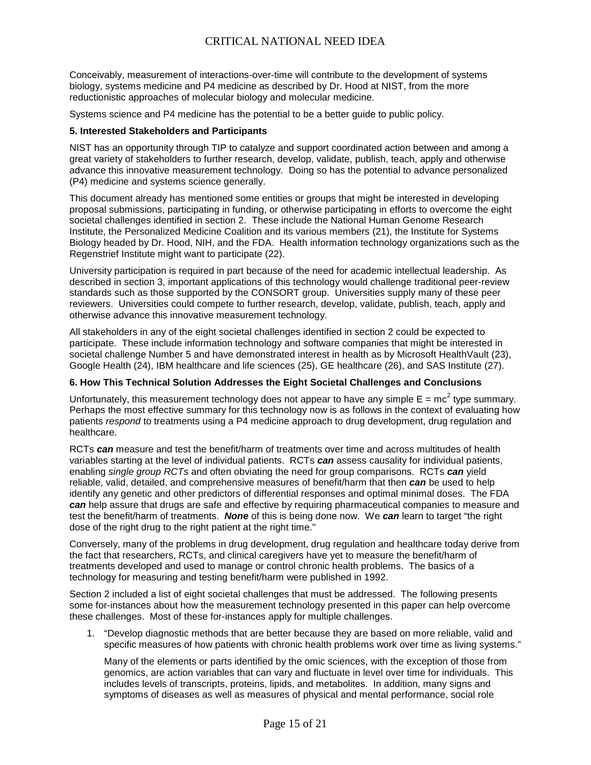Conceivably, measurement of interactions-over-time will contribute to the development of systems biology, systems medicine and P4 medicine as described by Dr. Hood at NIST, from the more reductionistic approaches of molecular biology and molecular medicine.

Systems science and P4 medicine has the potential to be a better guide to public policy.

**5. Interested Stakeholders and Participants**

NIST has an opportunity through TIP to catalyze and support coordinated action between and among a great variety of stakeholders to further research, develop, validate, publish, teach, apply and otherwise advance this innovative measurement technology. Doing so has the potential to advance personalized (P4) medicine and systems science generally.

This document already has mentioned some entities or groups that might be interested in developing proposal submissions, participating in funding, or otherwise participating in efforts to overcome the eight societal challenges identified in section 2. These include the National Human Genome Research Institute, the Personalized Medicine Coalition and its various members (21), the Institute for Systems Biology headed by Dr. Hood, NIH, and the FDA. Health information technology organizations such as the Regenstrief Institute might want to participate (22).

University participation is required in part because of the need for academic intellectual leadership. As described in section 3, important applications of this technology would challenge traditional peer-review standards such as those supported by the CONSORT group. Universities supply many of these peer reviewers. Universities could compete to further research, develop, validate, publish, teach, apply and otherwise advance this innovative measurement technology.

All stakeholders in any of the eight societal challenges identified in section 2 could be expected to participate. These include information technology and software companies that might be interested in societal challenge Number 5 and have demonstrated interest in health as by Microsoft HealthVault (23), Google Health (24), IBM healthcare and life sciences (25), GE healthcare (26), and SAS Institute (27).

**6. How This Technical Solution Addresses the Eight Societal Challenges and Conclusions**

Unfortunately, this measurement technology does not appear to have any simple $E = mc^2$ type summary. Perhaps the most effective summary for this technology now is as follows in the context of evaluating how patients *respond* to treatments using a P4 medicine approach to drug development, drug regulation and healthcare.

RCTs ***can*** measure and test the benefit/harm of treatments over time and across multitudes of health variables starting at the level of individual patients. RCTs ***can*** assess causality for individual patients, enabling *single group RCTs* and often obviating the need for group comparisons. RCTs ***can*** yield reliable, valid, detailed, and comprehensive measures of benefit/harm that then ***can*** be used to help identify any genetic and other predictors of differential responses and optimal minimal doses. The FDA ***can*** help assure that drugs are safe and effective by requiring pharmaceutical companies to measure and test the benefit/harm of treatments. ***None*** of this is being done now. We ***can*** learn to target "the right dose of the right drug to the right patient at the right time."

Conversely, many of the problems in drug development, drug regulation and healthcare today derive from the fact that researchers, RCTs, and clinical caregivers have yet to measure the benefit/harm of treatments developed and used to manage or control chronic health problems. The basics of a technology for measuring and testing benefit/harm were published in 1992.

Section 2 included a list of eight societal challenges that must be addressed. The following presents some for-instances about how the measurement technology presented in this paper can help overcome these challenges. Most of these for-instances apply for multiple challenges.

1. "Develop diagnostic methods that are better because they are based on more reliable, valid and specific measures of how patients with chronic health problems work over time as living systems."

   Many of the elements or parts identified by the omic sciences, with the exception of those from genomics, are action variables that can vary and fluctuate in level over time for individuals. This includes levels of transcripts, proteins, lipids, and metabolites. In addition, many signs and symptoms of diseases as well as measures of physical and mental performance, social role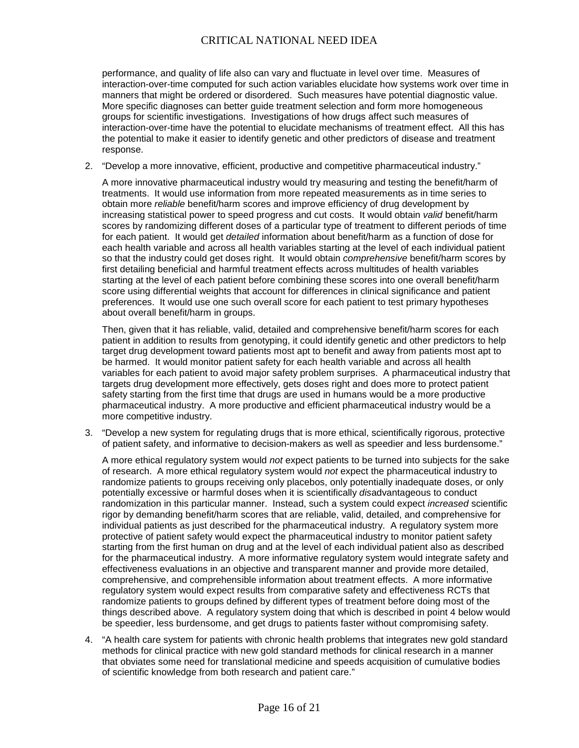performance, and quality of life also can vary and fluctuate in level over time. Measures of interaction-over-time computed for such action variables elucidate how systems work over time in manners that might be ordered or disordered. Such measures have potential diagnostic value. More specific diagnoses can better guide treatment selection and form more homogeneous groups for scientific investigations. Investigations of how drugs affect such measures of interaction-over-time have the potential to elucidate mechanisms of treatment effect. All this has the potential to make it easier to identify genetic and other predictors of disease and treatment response.

2. "Develop a more innovative, efficient, productive and competitive pharmaceutical industry."

   A more innovative pharmaceutical industry would try measuring and testing the benefit/harm of treatments. It would use information from more repeated measurements as in time series to obtain more *reliable* benefit/harm scores and improve efficiency of drug development by increasing statistical power to speed progress and cut costs. It would obtain *valid* benefit/harm scores by randomizing different doses of a particular type of treatment to different periods of time for each patient. It would get *detailed* information about benefit/harm as a function of dose for each health variable and across all health variables starting at the level of each individual patient so that the industry could get doses right. It would obtain *comprehensive* benefit/harm scores by first detailing beneficial and harmful treatment effects across multitudes of health variables starting at the level of each patient before combining these scores into one overall benefit/harm score using differential weights that account for differences in clinical significance and patient preferences. It would use one such overall score for each patient to test primary hypotheses about overall benefit/harm in groups.

   Then, given that it has reliable, valid, detailed and comprehensive benefit/harm scores for each patient in addition to results from genotyping, it could identify genetic and other predictors to help target drug development toward patients most apt to benefit and away from patients most apt to be harmed. It would monitor patient safety for each health variable and across all health variables for each patient to avoid major safety problem surprises. A pharmaceutical industry that targets drug development more effectively, gets doses right and does more to protect patient safety starting from the first time that drugs are used in humans would be a more productive pharmaceutical industry. A more productive and efficient pharmaceutical industry would be a more competitive industry.

3. "Develop a new system for regulating drugs that is more ethical, scientifically rigorous, protective of patient safety, and informative to decision-makers as well as speedier and less burdensome."

   A more ethical regulatory system would *not* expect patients to be turned into subjects for the sake of research. A more ethical regulatory system would *not* expect the pharmaceutical industry to randomize patients to groups receiving only placebos, only potentially inadequate doses, or only potentially excessive or harmful doses when it is scientifically *dis*advantageous to conduct randomization in this particular manner. Instead, such a system could expect *increased* scientific rigor by demanding benefit/harm scores that are reliable, valid, detailed, and comprehensive for individual patients as just described for the pharmaceutical industry. A regulatory system more protective of patient safety would expect the pharmaceutical industry to monitor patient safety starting from the first human on drug and at the level of each individual patient also as described for the pharmaceutical industry. A more informative regulatory system would integrate safety and effectiveness evaluations in an objective and transparent manner and provide more detailed, comprehensive, and comprehensible information about treatment effects. A more informative regulatory system would expect results from comparative safety and effectiveness RCTs that randomize patients to groups defined by different types of treatment before doing most of the things described above. A regulatory system doing that which is described in point 4 below would be speedier, less burdensome, and get drugs to patients faster without compromising safety.

4. "A health care system for patients with chronic health problems that integrates new gold standard methods for clinical practice with new gold standard methods for clinical research in a manner that obviates some need for translational medicine and speeds acquisition of cumulative bodies of scientific knowledge from both research and patient care."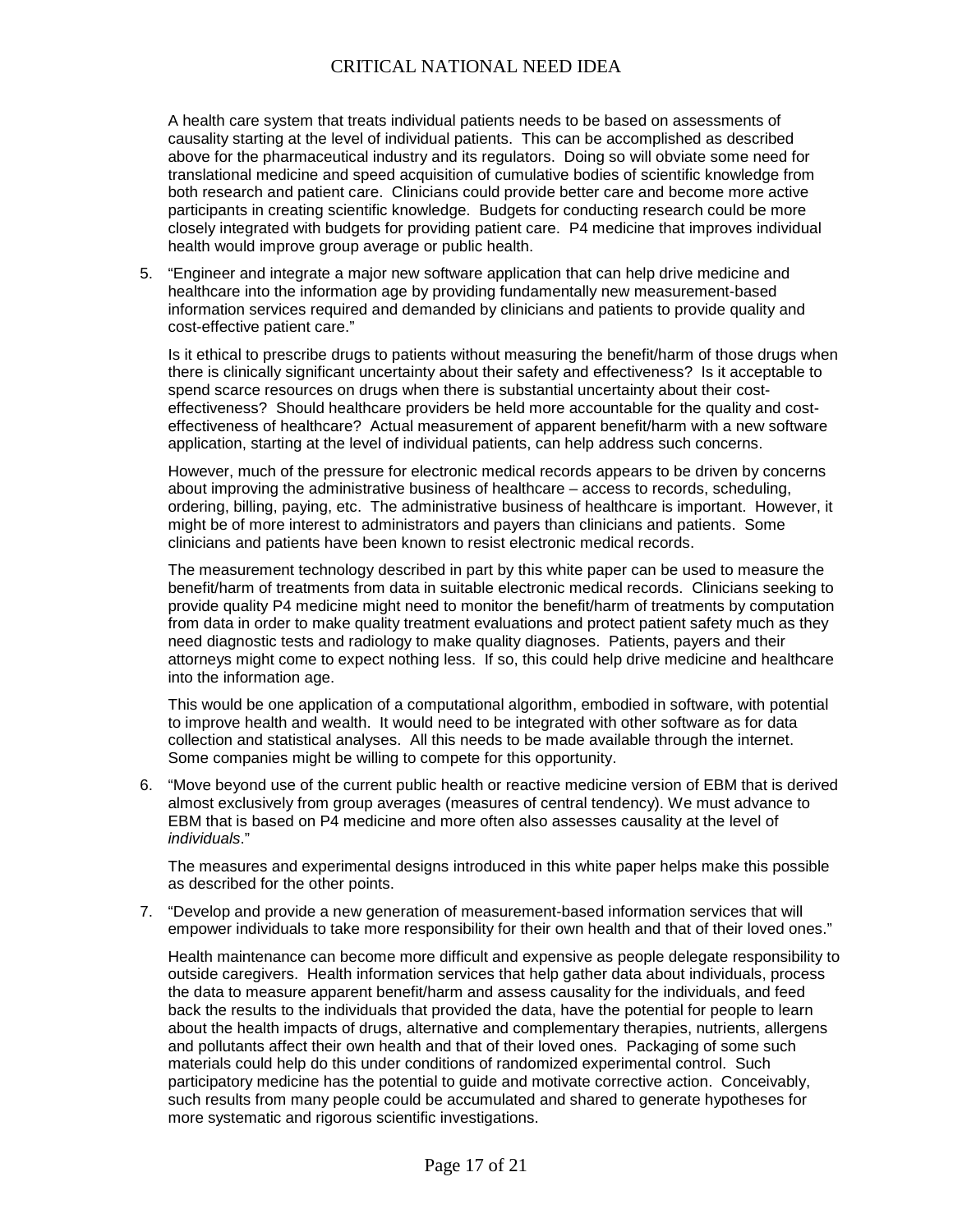A health care system that treats individual patients needs to be based on assessments of causality starting at the level of individual patients. This can be accomplished as described above for the pharmaceutical industry and its regulators. Doing so will obviate some need for translational medicine and speed acquisition of cumulative bodies of scientific knowledge from both research and patient care. Clinicians could provide better care and become more active participants in creating scientific knowledge. Budgets for conducting research could be more closely integrated with budgets for providing patient care. P4 medicine that improves individual health would improve group average or public health.

5. "Engineer and integrate a major new software application that can help drive medicine and healthcare into the information age by providing fundamentally new measurement-based information services required and demanded by clinicians and patients to provide quality and cost-effective patient care."

   Is it ethical to prescribe drugs to patients without measuring the benefit/harm of those drugs when there is clinically significant uncertainty about their safety and effectiveness? Is it acceptable to spend scarce resources on drugs when there is substantial uncertainty about their cost-effectiveness? Should healthcare providers be held more accountable for the quality and cost-effectiveness of healthcare? Actual measurement of apparent benefit/harm with a new software application, starting at the level of individual patients, can help address such concerns.

   However, much of the pressure for electronic medical records appears to be driven by concerns about improving the administrative business of healthcare – access to records, scheduling, ordering, billing, paying, etc. The administrative business of healthcare is important. However, it might be of more interest to administrators and payers than clinicians and patients. Some clinicians and patients have been known to resist electronic medical records.

   The measurement technology described in part by this white paper can be used to measure the benefit/harm of treatments from data in suitable electronic medical records. Clinicians seeking to provide quality P4 medicine might need to monitor the benefit/harm of treatments by computation from data in order to make quality treatment evaluations and protect patient safety much as they need diagnostic tests and radiology to make quality diagnoses. Patients, payers and their attorneys might come to expect nothing less. If so, this could help drive medicine and healthcare into the information age.

   This would be one application of a computational algorithm, embodied in software, with potential to improve health and wealth. It would need to be integrated with other software as for data collection and statistical analyses. All this needs to be made available through the internet. Some companies might be willing to compete for this opportunity.

6. "Move beyond use of the current public health or reactive medicine version of EBM that is derived almost exclusively from group averages (measures of central tendency). We must advance to EBM that is based on P4 medicine and more often also assesses causality at the level of *individuals*."

   The measures and experimental designs introduced in this white paper helps make this possible as described for the other points.

7. "Develop and provide a new generation of measurement-based information services that will empower individuals to take more responsibility for their own health and that of their loved ones."

   Health maintenance can become more difficult and expensive as people delegate responsibility to outside caregivers. Health information services that help gather data about individuals, process the data to measure apparent benefit/harm and assess causality for the individuals, and feed back the results to the individuals that provided the data, have the potential for people to learn about the health impacts of drugs, alternative and complementary therapies, nutrients, allergens and pollutants affect their own health and that of their loved ones. Packaging of some such materials could help do this under conditions of randomized experimental control. Such participatory medicine has the potential to guide and motivate corrective action. Conceivably, such results from many people could be accumulated and shared to generate hypotheses for more systematic and rigorous scientific investigations.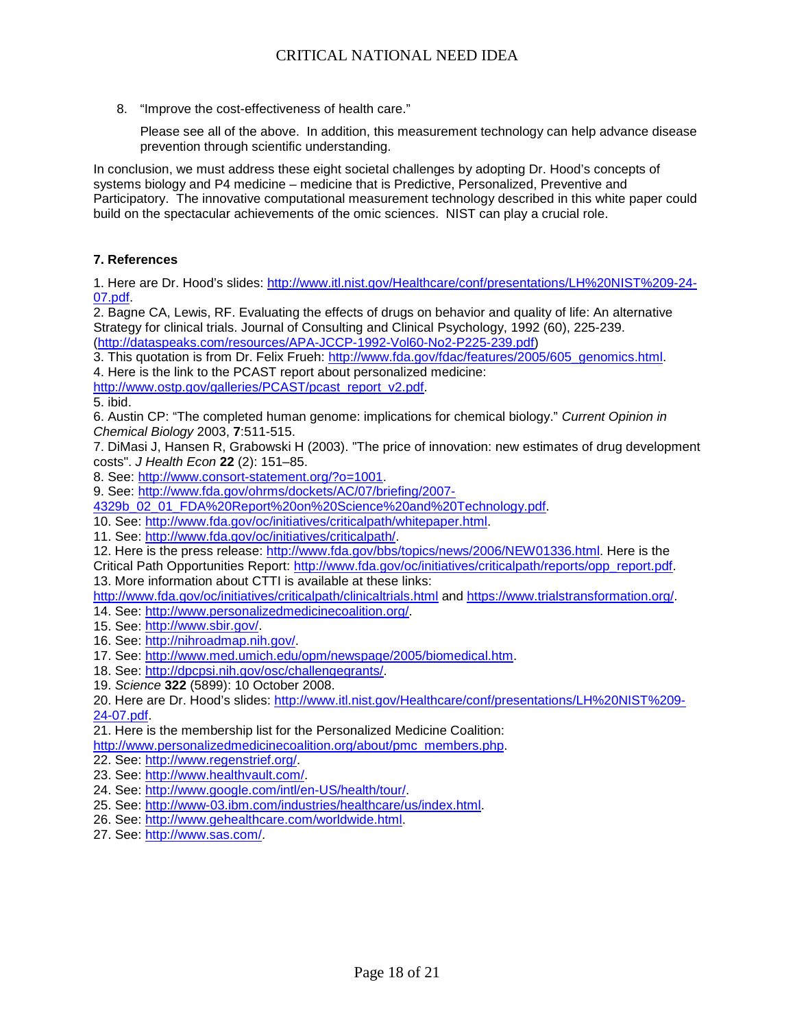8. "Improve the cost-effectiveness of health care."

   Please see all of the above. In addition, this measurement technology can help advance disease prevention through scientific understanding.

In conclusion, we must address these eight societal challenges by adopting Dr. Hood's concepts of systems biology and P4 medicine – medicine that is Predictive, Personalized, Preventive and Participatory. The innovative computational measurement technology described in this white paper could build on the spectacular achievements of the omic sciences. NIST can play a crucial role.

**7. References**

1. Here are Dr. Hood's slides: http://www.itl.nist.gov/Healthcare/conf/presentations/LH%20NIST%209-24-07.pdf.
2. Bagne CA, Lewis, RF. Evaluating the effects of drugs on behavior and quality of life: An alternative Strategy for clinical trials. Journal of Consulting and Clinical Psychology, 1992 (60), 225-239. (http://dataspeaks.com/resources/APA-JCCP-1992-Vol60-No2-P225-239.pdf)
3. This quotation is from Dr. Felix Frueh: http://www.fda.gov/fdac/features/2005/605_genomics.html.
4. Here is the link to the PCAST report about personalized medicine: http://www.ostp.gov/galleries/PCAST/pcast_report_v2.pdf.
5. ibid.
6. Austin CP: "The completed human genome: implications for chemical biology." *Current Opinion in Chemical Biology* 2003, **7**:511-515.
7. DiMasi J, Hansen R, Grabowski H (2003). "The price of innovation: new estimates of drug development costs". *J Health Econ* **22** (2): 151–85.
8. See: http://www.consort-statement.org/?o=1001.
9. See: http://www.fda.gov/ohrms/dockets/AC/07/briefing/2007-4329b_02_01_FDA%20Report%20on%20Science%20and%20Technology.pdf.
10. See: http://www.fda.gov/oc/initiatives/criticalpath/whitepaper.html.
11. See: http://www.fda.gov/oc/initiatives/criticalpath/.
12. Here is the press release: http://www.fda.gov/bbs/topics/news/2006/NEW01336.html. Here is the Critical Path Opportunities Report: http://www.fda.gov/oc/initiatives/criticalpath/reports/opp_report.pdf.
13. More information about CTTI is available at these links: http://www.fda.gov/oc/initiatives/criticalpath/clinicaltrials.html and https://www.trialstransformation.org/.
14. See: http://www.personalizedmedicinecoalition.org/.
15. See: http://www.sbir.gov/.
16. See: http://nihroadmap.nih.gov/.
17. See: http://www.med.umich.edu/opm/newspage/2005/biomedical.htm.
18. See: http://dpcpsi.nih.gov/osc/challengegrants/.
19. *Science* **322** (5899): 10 October 2008.
20. Here are Dr. Hood's slides: http://www.itl.nist.gov/Healthcare/conf/presentations/LH%20NIST%209-24-07.pdf.
21. Here is the membership list for the Personalized Medicine Coalition: http://www.personalizedmedicinecoalition.org/about/pmc_members.php.
22. See: http://www.regenstrief.org/.
23. See: http://www.healthvault.com/.
24. See: http://www.google.com/intl/en-US/health/tour/.
25. See: http://www-03.ibm.com/industries/healthcare/us/index.html.
26. See: http://www.gehealthcare.com/worldwide.html.
27. See: http://www.sas.com/.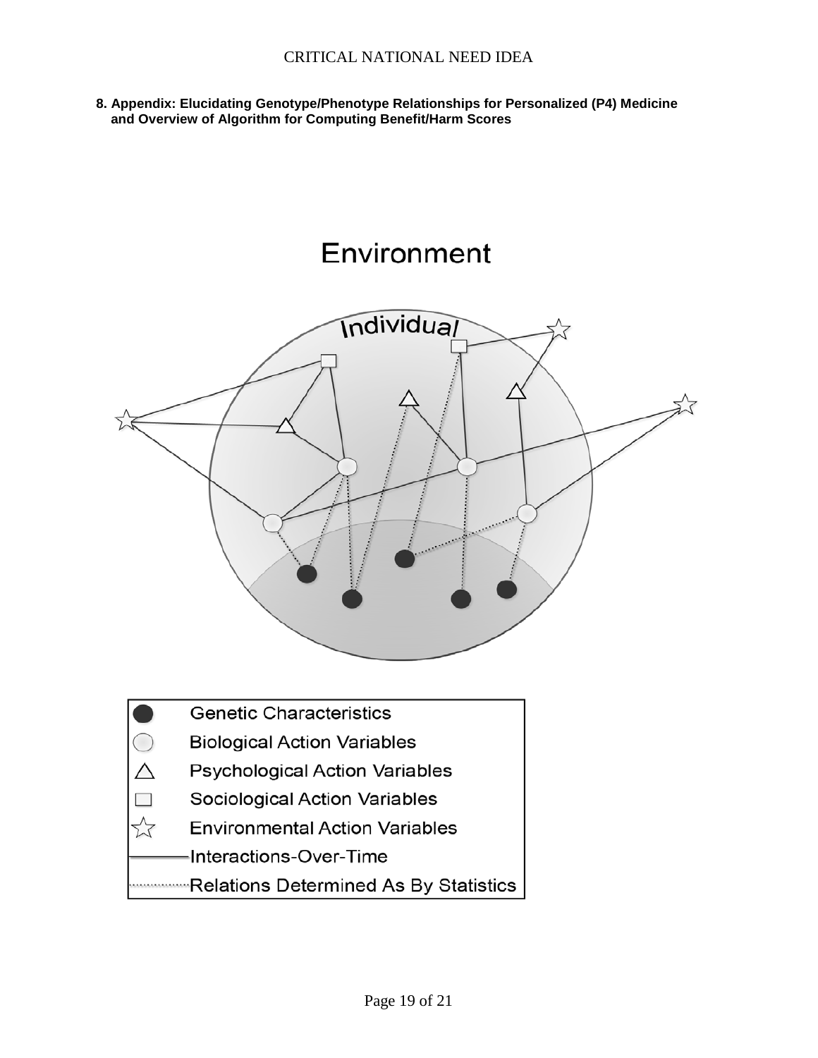**8. Appendix: Elucidating Genotype/Phenotype Relationships for Personalized (P4) Medicine and Overview of Algorithm for Computing Benefit/Harm Scores**

Environment

Individual

| Symbol | Meaning |
| --- | --- |
| ● | Genetic Characteristics |
| ○ | Biological Action Variables |
| △ | Psychological Action Variables |
| □ | Sociological Action Variables |
| ☆ | Environmental Action Variables |
| ——— | Interactions-Over-Time |
| ········· | Relations Determined As By Statistics |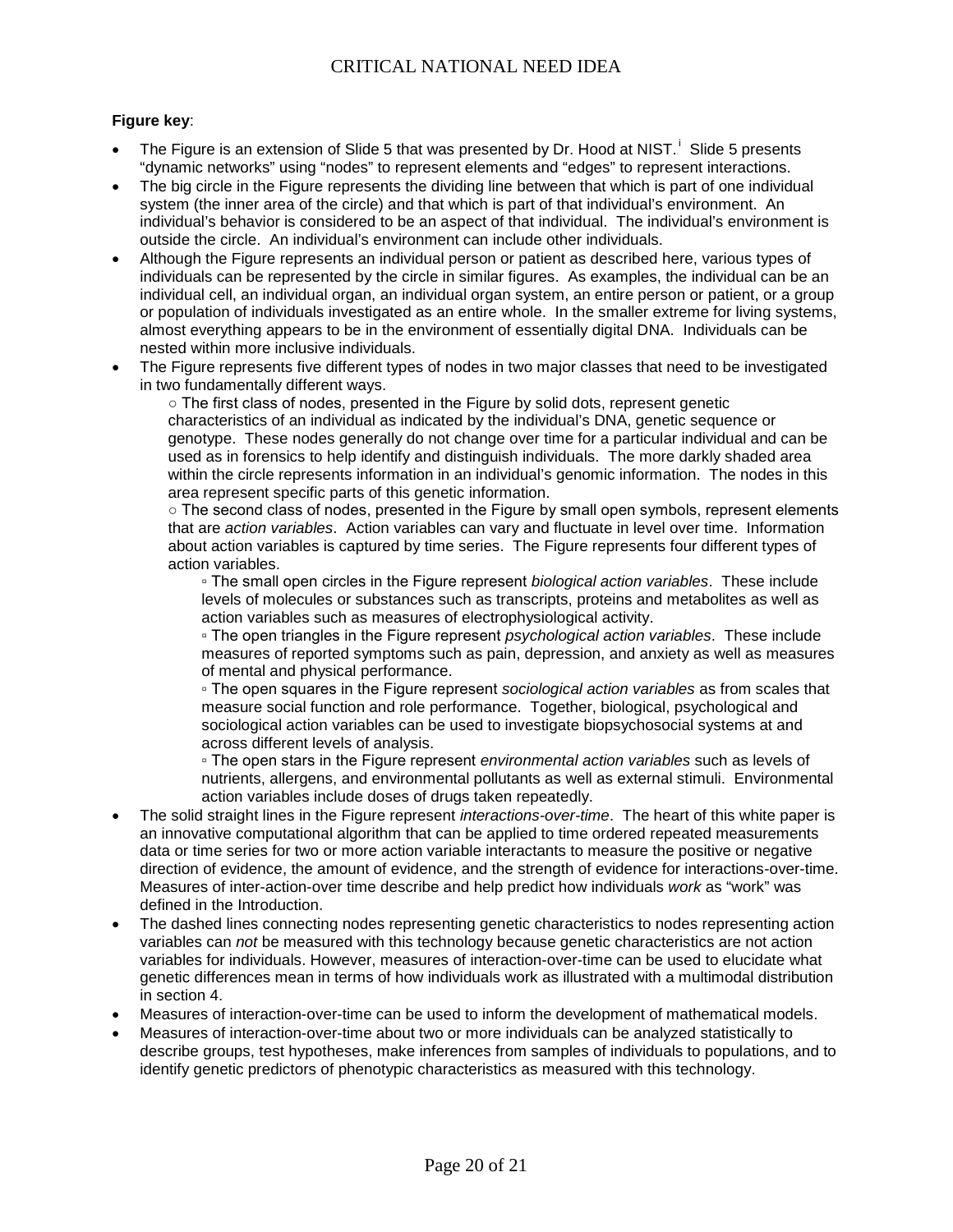**Figure key**:

- The Figure is an extension of Slide 5 that was presented by Dr. Hood at NIST.[i] Slide 5 presents "dynamic networks" using "nodes" to represent elements and "edges" to represent interactions.
- The big circle in the Figure represents the dividing line between that which is part of one individual system (the inner area of the circle) and that which is part of that individual's environment. An individual's behavior is considered to be an aspect of that individual. The individual's environment is outside the circle. An individual's environment can include other individuals.
- Although the Figure represents an individual person or patient as described here, various types of individuals can be represented by the circle in similar figures. As examples, the individual can be an individual cell, an individual organ, an individual organ system, an entire person or patient, or a group or population of individuals investigated as an entire whole. In the smaller extreme for living systems, almost everything appears to be in the environment of essentially digital DNA. Individuals can be nested within more inclusive individuals.
- The Figure represents five different types of nodes in two major classes that need to be investigated in two fundamentally different ways.
  - The first class of nodes, presented in the Figure by solid dots, represent genetic characteristics of an individual as indicated by the individual's DNA, genetic sequence or genotype. These nodes generally do not change over time for a particular individual and can be used as in forensics to help identify and distinguish individuals. The more darkly shaded area within the circle represents information in an individual's genomic information. The nodes in this area represent specific parts of this genetic information.
  - The second class of nodes, presented in the Figure by small open symbols, represent elements that are *action variables*. Action variables can vary and fluctuate in level over time. Information about action variables is captured by time series. The Figure represents four different types of action variables.
    - The small open circles in the Figure represent *biological action variables*. These include levels of molecules or substances such as transcripts, proteins and metabolites as well as action variables such as measures of electrophysiological activity.
    - The open triangles in the Figure represent *psychological action variables*. These include measures of reported symptoms such as pain, depression, and anxiety as well as measures of mental and physical performance.
    - The open squares in the Figure represent *sociological action variables* as from scales that measure social function and role performance. Together, biological, psychological and sociological action variables can be used to investigate biopsychosocial systems at and across different levels of analysis.
    - The open stars in the Figure represent *environmental action variables* such as levels of nutrients, allergens, and environmental pollutants as well as external stimuli. Environmental action variables include doses of drugs taken repeatedly.
- The solid straight lines in the Figure represent *interactions-over-time*. The heart of this white paper is an innovative computational algorithm that can be applied to time ordered repeated measurements data or time series for two or more action variable interactants to measure the positive or negative direction of evidence, the amount of evidence, and the strength of evidence for interactions-over-time. Measures of inter-action-over time describe and help predict how individuals *work* as "work" was defined in the Introduction.
- The dashed lines connecting nodes representing genetic characteristics to nodes representing action variables can *not* be measured with this technology because genetic characteristics are not action variables for individuals. However, measures of interaction-over-time can be used to elucidate what genetic differences mean in terms of how individuals work as illustrated with a multimodal distribution in section 4.
- Measures of interaction-over-time can be used to inform the development of mathematical models.
- Measures of interaction-over-time about two or more individuals can be analyzed statistically to describe groups, test hypotheses, make inferences from samples of individuals to populations, and to identify genetic predictors of phenotypic characteristics as measured with this technology.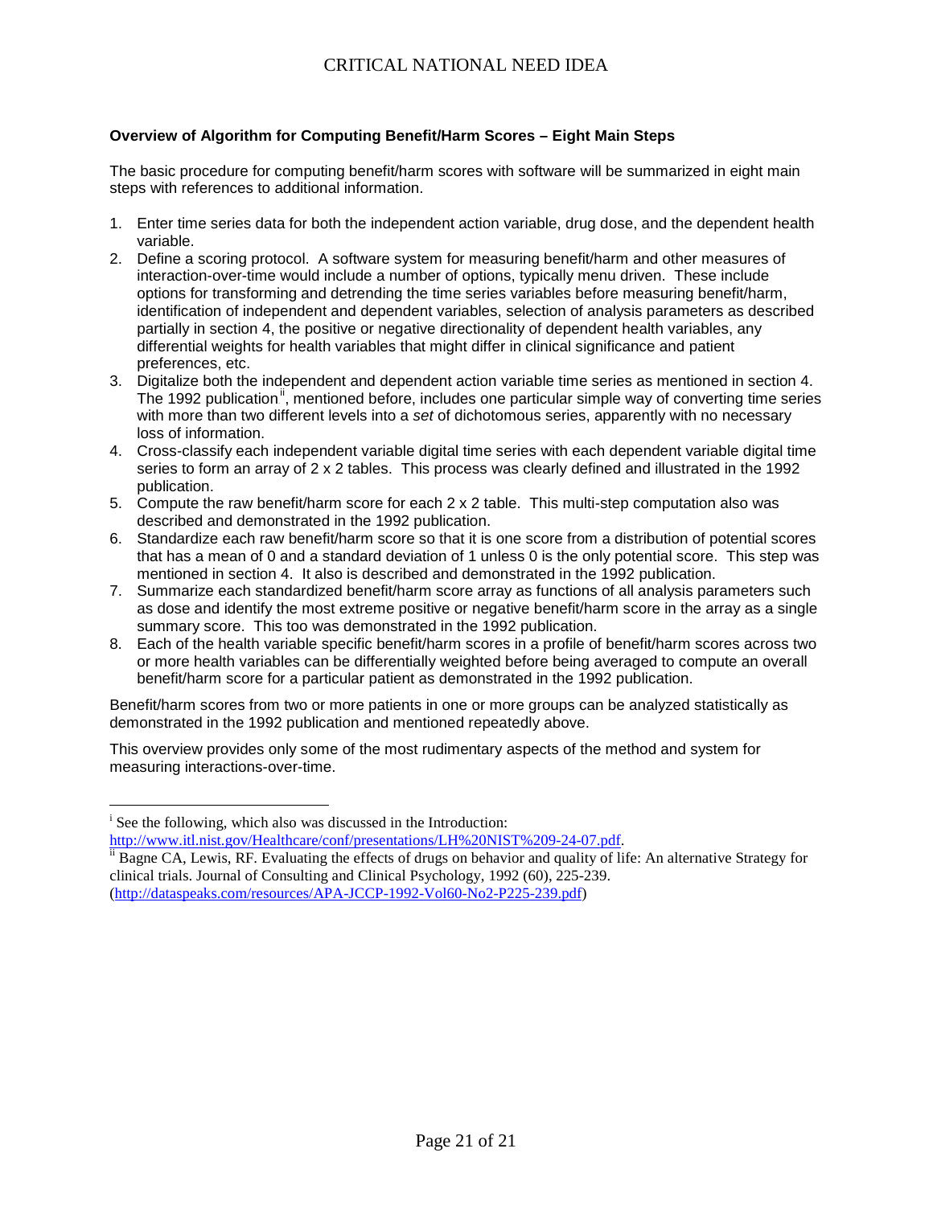**Overview of Algorithm for Computing Benefit/Harm Scores – Eight Main Steps**

The basic procedure for computing benefit/harm scores with software will be summarized in eight main steps with references to additional information.

1. Enter time series data for both the independent action variable, drug dose, and the dependent health variable.
2. Define a scoring protocol. A software system for measuring benefit/harm and other measures of interaction-over-time would include a number of options, typically menu driven. These include options for transforming and detrending the time series variables before measuring benefit/harm, identification of independent and dependent variables, selection of analysis parameters as described partially in section 4, the positive or negative directionality of dependent health variables, any differential weights for health variables that might differ in clinical significance and patient preferences, etc.
3. Digitalize both the independent and dependent action variable time series as mentioned in section 4. The 1992 publication[ii], mentioned before, includes one particular simple way of converting time series with more than two different levels into a *set* of dichotomous series, apparently with no necessary loss of information.
4. Cross-classify each independent variable digital time series with each dependent variable digital time series to form an array of 2 x 2 tables. This process was clearly defined and illustrated in the 1992 publication.
5. Compute the raw benefit/harm score for each 2 x 2 table. This multi-step computation also was described and demonstrated in the 1992 publication.
6. Standardize each raw benefit/harm score so that it is one score from a distribution of potential scores that has a mean of 0 and a standard deviation of 1 unless 0 is the only potential score. This step was mentioned in section 4. It also is described and demonstrated in the 1992 publication.
7. Summarize each standardized benefit/harm score array as functions of all analysis parameters such as dose and identify the most extreme positive or negative benefit/harm score in the array as a single summary score. This too was demonstrated in the 1992 publication.
8. Each of the health variable specific benefit/harm scores in a profile of benefit/harm scores across two or more health variables can be differentially weighted before being averaged to compute an overall benefit/harm score for a particular patient as demonstrated in the 1992 publication.

Benefit/harm scores from two or more patients in one or more groups can be analyzed statistically as demonstrated in the 1992 publication and mentioned repeatedly above.

This overview provides only some of the most rudimentary aspects of the method and system for measuring interactions-over-time.

---

[i] See the following, which also was discussed in the Introduction: http://www.itl.nist.gov/Healthcare/conf/presentations/LH%20NIST%209-24-07.pdf.

[ii] Bagne CA, Lewis, RF. Evaluating the effects of drugs on behavior and quality of life: An alternative Strategy for clinical trials. Journal of Consulting and Clinical Psychology, 1992 (60), 225-239. (http://dataspeaks.com/resources/APA-JCCP-1992-Vol60-No2-P225-239.pdf)